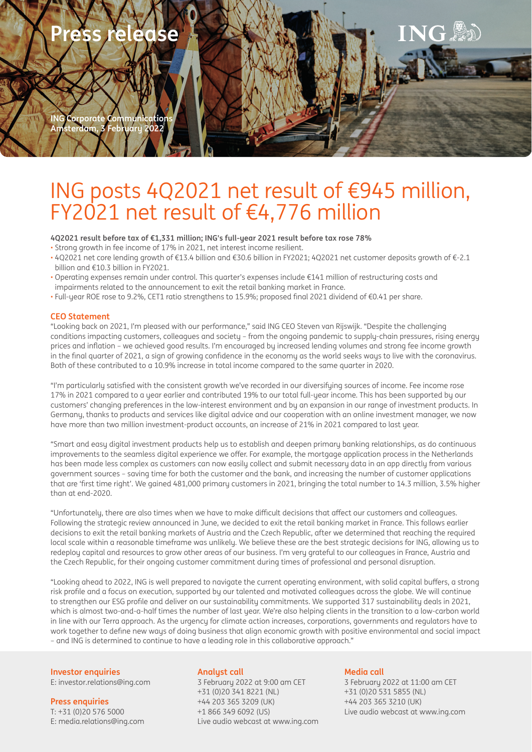# Press release

ING Corporate Communications
Amsterdam, 3 February 2022

# ING posts 4Q2021 net result of €945 million, FY2021 net result of €4,776 million

**4Q2021 result before tax of €1,331 million; ING's full-year 2021 result before tax rose 78%**

- Strong growth in fee income of 17% in 2021, net interest income resilient.
- 4Q2021 net core lending growth of €13.4 billion and €30.6 billion in FY2021; 4Q2021 net customer deposits growth of €-2.1 billion and €10.3 billion in FY2021.
- Operating expenses remain under control. This quarter's expenses include €141 million of restructuring costs and impairments related to the announcement to exit the retail banking market in France.
- Full-year ROE rose to 9.2%, CET1 ratio strengthens to 15.9%; proposed final 2021 dividend of €0.41 per share.

## CEO Statement

"Looking back on 2021, I'm pleased with our performance," said ING CEO Steven van Rijswijk. "Despite the challenging conditions impacting customers, colleagues and society – from the ongoing pandemic to supply-chain pressures, rising energy prices and inflation – we achieved good results. I'm encouraged by increased lending volumes and strong fee income growth in the final quarter of 2021, a sign of growing confidence in the economy as the world seeks ways to live with the coronavirus. Both of these contributed to a 10.9% increase in total income compared to the same quarter in 2020.

"I'm particularly satisfied with the consistent growth we've recorded in our diversifying sources of income. Fee income rose 17% in 2021 compared to a year earlier and contributed 19% to our total full-year income. This has been supported by our customers' changing preferences in the low-interest environment and by an expansion in our range of investment products. In Germany, thanks to products and services like digital advice and our cooperation with an online investment manager, we now have more than two million investment-product accounts, an increase of 21% in 2021 compared to last year.

"Smart and easy digital investment products help us to establish and deepen primary banking relationships, as do continuous improvements to the seamless digital experience we offer. For example, the mortgage application process in the Netherlands has been made less complex as customers can now easily collect and submit necessary data in an app directly from various government sources – saving time for both the customer and the bank, and increasing the number of customer applications that are 'first time right'. We gained 481,000 primary customers in 2021, bringing the total number to 14.3 million, 3.5% higher than at end-2020.

"Unfortunately, there are also times when we have to make difficult decisions that affect our customers and colleagues. Following the strategic review announced in June, we decided to exit the retail banking market in France. This follows earlier decisions to exit the retail banking markets of Austria and the Czech Republic, after we determined that reaching the required local scale within a reasonable timeframe was unlikely. We believe these are the best strategic decisions for ING, allowing us to redeploy capital and resources to grow other areas of our business. I'm very grateful to our colleagues in France, Austria and the Czech Republic, for their ongoing customer commitment during times of professional and personal disruption.

"Looking ahead to 2022, ING is well prepared to navigate the current operating environment, with solid capital buffers, a strong risk profile and a focus on execution, supported by our talented and motivated colleagues across the globe. We will continue to strengthen our ESG profile and deliver on our sustainability commitments. We supported 317 sustainability deals in 2021, which is almost two-and-a-half times the number of last year. We're also helping clients in the transition to a low-carbon world in line with our Terra approach. As the urgency for climate action increases, corporations, governments and regulators have to work together to define new ways of doing business that align economic growth with positive environmental and social impact – and ING is determined to continue to have a leading role in this collaborative approach."

**Investor enquiries**
E: investor.relations@ing.com

**Press enquiries**
T: +31 (0)20 576 5000
E: media.relations@ing.com

**Analyst call**
3 February 2022 at 9:00 am CET
+31 (0)20 341 8221 (NL)
+44 203 365 3209 (UK)
+1 866 349 6092 (US)
Live audio webcast at www.ing.com

**Media call**
3 February 2022 at 11:00 am CET
+31 (0)20 531 5855 (NL)
+44 203 365 3210 (UK)
Live audio webcast at www.ing.com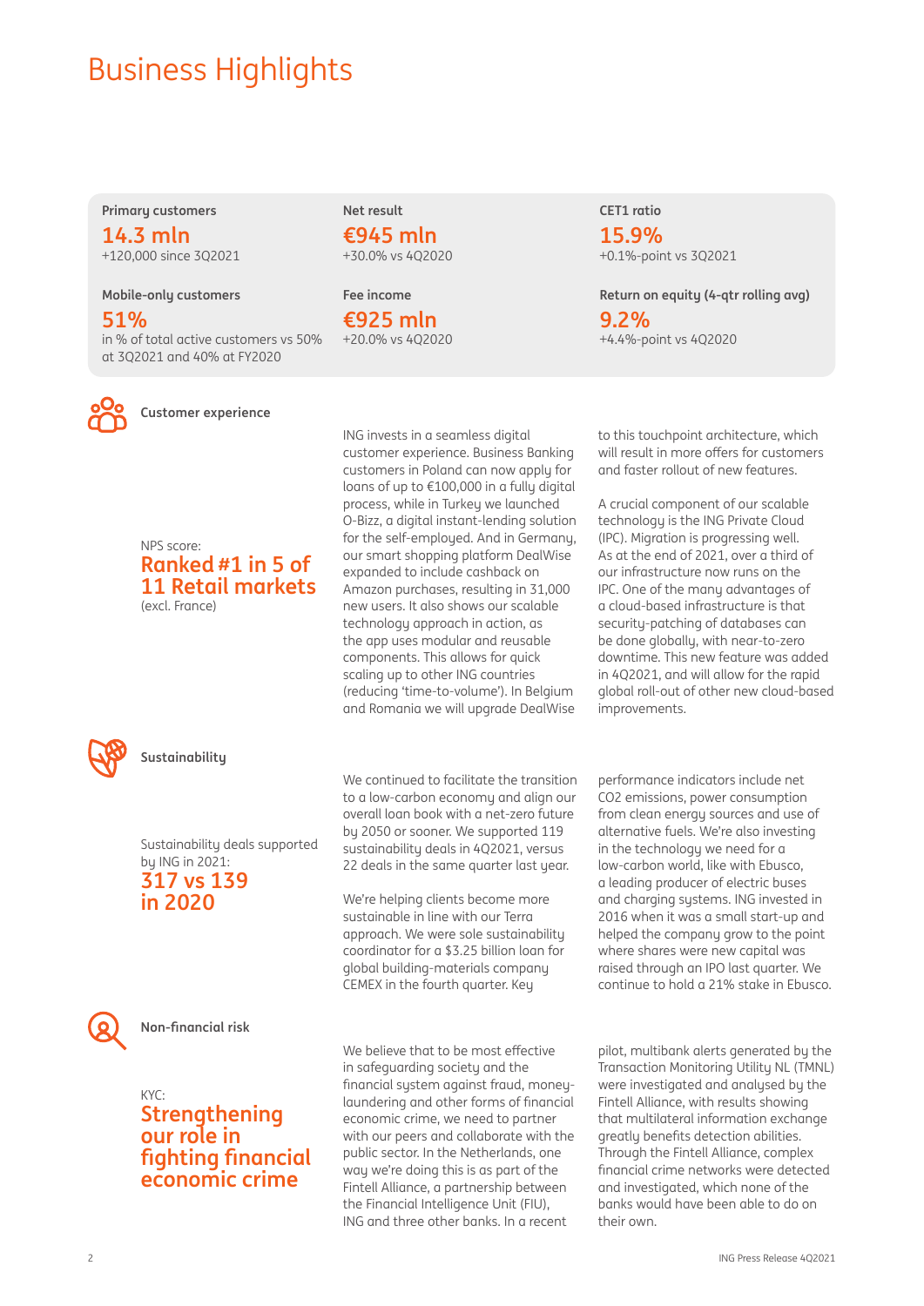# Business Highlights

**Primary customers**

**14.3 mln**

+120,000 since 3Q2021

**Mobile-only customers**

**51%**

in % of total active customers vs 50% at 3Q2021 and 40% at FY2020

**Net result**

**€945 mln**

+30.0% vs 4Q2020

**Fee income**

**€925 mln**

+20.0% vs 4Q2020

**CET1 ratio**

**15.9%**

+0.1%-point vs 3Q2021

**Return on equity (4-qtr rolling avg)**

**9.2%**

+4.4%-point vs 4Q2020

## Customer experience

NPS score:
**Ranked #1 in 5 of 11 Retail markets**
(excl. France)

ING invests in a seamless digital customer experience. Business Banking customers in Poland can now apply for loans of up to €100,000 in a fully digital process, while in Turkey we launched O-Bizz, a digital instant-lending solution for the self-employed. And in Germany, our smart shopping platform DealWise expanded to include cashback on Amazon purchases, resulting in 31,000 new users. It also shows our scalable technology approach in action, as the app uses modular and reusable components. This allows for quick scaling up to other ING countries (reducing 'time-to-volume'). In Belgium and Romania we will upgrade DealWise to this touchpoint architecture, which will result in more offers for customers and faster rollout of new features.

A crucial component of our scalable technology is the ING Private Cloud (IPC). Migration is progressing well. As at the end of 2021, over a third of our infrastructure now runs on the IPC. One of the many advantages of a cloud-based infrastructure is that security-patching of databases can be done globally, with near-to-zero downtime. This new feature was added in 4Q2021, and will allow for the rapid global roll-out of other new cloud-based improvements.

## Sustainability

Sustainability deals supported by ING in 2021:
**317 vs 139 in 2020**

We continued to facilitate the transition to a low-carbon economy and align our overall loan book with a net-zero future by 2050 or sooner. We supported 119 sustainability deals in 4Q2021, versus 22 deals in the same quarter last year.

We're helping clients become more sustainable in line with our Terra approach. We were sole sustainability coordinator for a $3.25 billion loan for global building-materials company CEMEX in the fourth quarter. Key performance indicators include net CO2 emissions, power consumption from clean energy sources and use of alternative fuels. We're also investing in the technology we need for a low-carbon world, like with Ebusco, a leading producer of electric buses and charging systems. ING invested in 2016 when it was a small start-up and helped the company grow to the point where shares were new capital was raised through an IPO last quarter. We continue to hold a 21% stake in Ebusco.

## Non-financial risk

KYC:
**Strengthening our role in fighting financial economic crime**

We believe that to be most effective in safeguarding society and the financial system against fraud, money-laundering and other forms of financial economic crime, we need to partner with our peers and collaborate with the public sector. In the Netherlands, one way we're doing this is as part of the Fintell Alliance, a partnership between the Financial Intelligence Unit (FIU), ING and three other banks. In a recent pilot, multibank alerts generated by the Transaction Monitoring Utility NL (TMNL) were investigated and analysed by the Fintell Alliance, with results showing that multilateral information exchange greatly benefits detection abilities. Through the Fintell Alliance, complex financial crime networks were detected and investigated, which none of the banks would have been able to do on their own.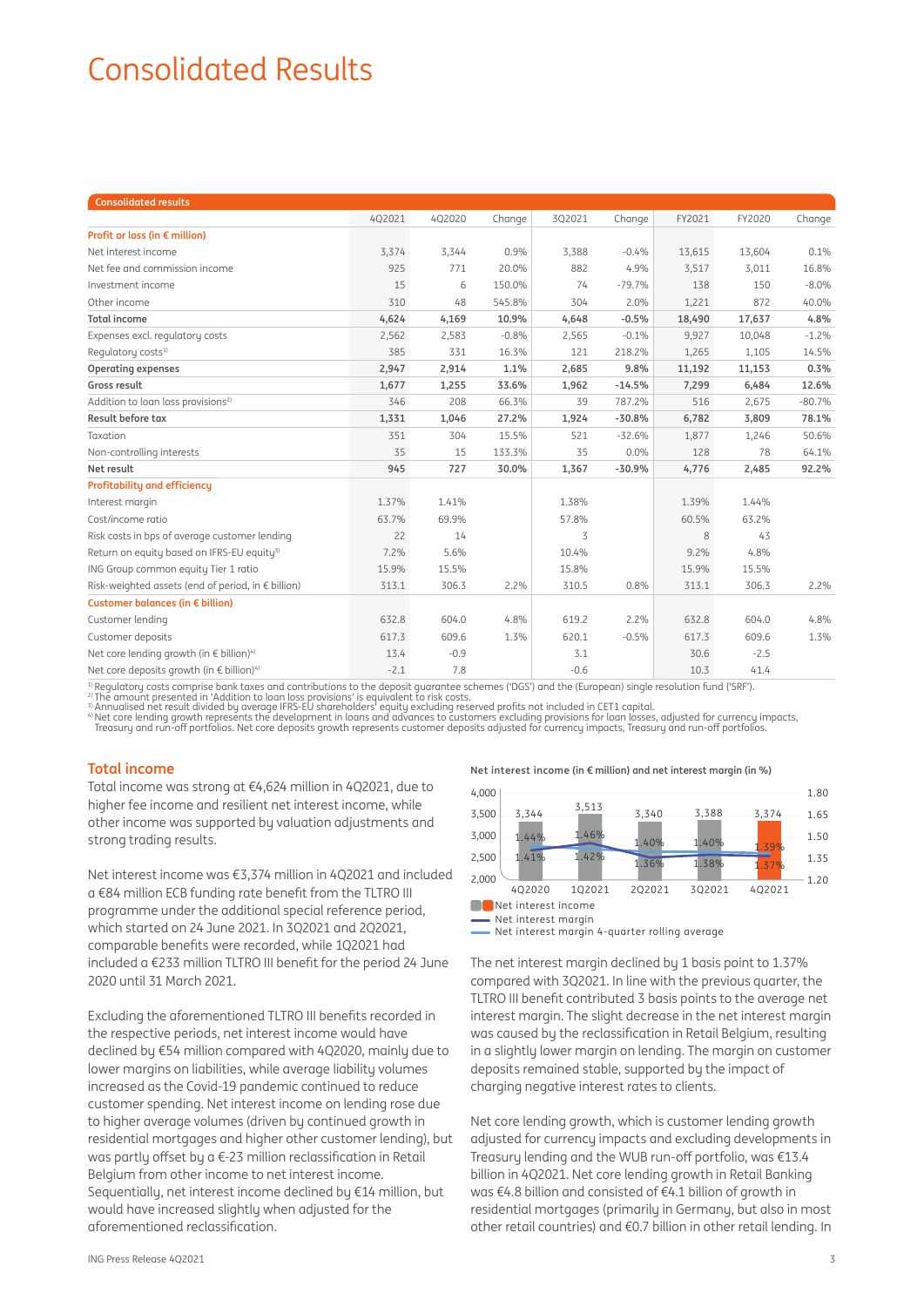# Consolidated Results

| Consolidated results | 4Q2021 | 4Q2020 | Change | 3Q2021 | Change | FY2021 | FY2020 | Change |
|---|---|---|---|---|---|---|---|---|
| **Profit or loss (in € million)** | | | | | | | | |
| Net interest income | 3,374 | 3,344 | 0.9% | 3,388 | -0.4% | 13,615 | 13,604 | 0.1% |
| Net fee and commission income | 925 | 771 | 20.0% | 882 | 4.9% | 3,517 | 3,011 | 16.8% |
| Investment income | 15 | 6 | 150.0% | 74 | -79.7% | 138 | 150 | -8.0% |
| Other income | 310 | 48 | 545.8% | 304 | 2.0% | 1,221 | 872 | 40.0% |
| **Total income** | **4,624** | **4,169** | **10.9%** | **4,648** | **-0.5%** | **18,490** | **17,637** | **4.8%** |
| Expenses excl. regulatory costs | 2,562 | 2,583 | -0.8% | 2,565 | -0.1% | 9,927 | 10,048 | -1.2% |
| Regulatory costs[1] | 385 | 331 | 16.3% | 121 | 218.2% | 1,265 | 1,105 | 14.5% |
| **Operating expenses** | **2,947** | **2,914** | **1.1%** | **2,685** | **9.8%** | **11,192** | **11,153** | **0.3%** |
| **Gross result** | **1,677** | **1,255** | **33.6%** | **1,962** | **-14.5%** | **7,299** | **6,484** | **12.6%** |
| Addition to loan loss provisions[2] | 346 | 208 | 66.3% | 39 | 787.2% | 516 | 2,675 | -80.7% |
| **Result before tax** | **1,331** | **1,046** | **27.2%** | **1,924** | **-30.8%** | **6,782** | **3,809** | **78.1%** |
| Taxation | 351 | 304 | 15.5% | 521 | -32.6% | 1,877 | 1,246 | 50.6% |
| Non-controlling interests | 35 | 15 | 133.3% | 35 | 0.0% | 128 | 78 | 64.1% |
| **Net result** | **945** | **727** | **30.0%** | **1,367** | **-30.9%** | **4,776** | **2,485** | **92.2%** |
| **Profitability and efficiency** | | | | | | | | |
| Interest margin | 1.37% | 1.41% | | 1.38% | | 1.39% | 1.44% | |
| Cost/income ratio | 63.7% | 69.9% | | 57.8% | | 60.5% | 63.2% | |
| Risk costs in bps of average customer lending | 22 | 14 | | 3 | | 8 | 43 | |
| Return on equity based on IFRS-EU equity[3] | 7.2% | 5.6% | | 10.4% | | 9.2% | 4.8% | |
| ING Group common equity Tier 1 ratio | 15.9% | 15.5% | | 15.8% | | 15.9% | 15.5% | |
| Risk-weighted assets (end of period, in € billion) | 313.1 | 306.3 | 2.2% | 310.5 | 0.8% | 313.1 | 306.3 | 2.2% |
| **Customer balances (in € billion)** | | | | | | | | |
| Customer lending | 632.8 | 604.0 | 4.8% | 619.2 | 2.2% | 632.8 | 604.0 | 4.8% |
| Customer deposits | 617.3 | 609.6 | 1.3% | 620.1 | -0.5% | 617.3 | 609.6 | 1.3% |
| Net core lending growth (in € billion)[4] | 13.4 | -0.9 | | 3.1 | | 30.6 | -2.5 | |
| Net core deposits growth (in € billion)[4] | -2.1 | 7.8 | | -0.6 | | 10.3 | 41.4 | |

[1] Regulatory costs comprise bank taxes and contributions to the deposit guarantee schemes ('DGS') and the (European) single resolution fund ('SRF').
[2] The amount presented in 'Addition to loan loss provisions' is equivalent to risk costs.
[3] Annualised net result divided by average IFRS-EU shareholders' equity excluding reserved profits not included in CET1 capital.
[4] Net core lending growth represents the development in loans and advances to customers excluding provisions for loan losses, adjusted for currency impacts, Treasury and run-off portfolios. Net core deposits growth represents customer deposits adjusted for currency impacts, Treasury and run-off portfolios.

## Total income

Total income was strong at €4,624 million in 4Q2021, due to higher fee income and resilient net interest income, while other income was supported by valuation adjustments and strong trading results.

Net interest income was €3,374 million in 4Q2021 and included a €84 million ECB funding rate benefit from the TLTRO III programme under the additional special reference period, which started on 24 June 2021. In 3Q2021 and 2Q2021, comparable benefits were recorded, while 1Q2021 had included a €233 million TLTRO III benefit for the period 24 June 2020 until 31 March 2021.

Excluding the aforementioned TLTRO III benefits recorded in the respective periods, net interest income would have declined by €54 million compared with 4Q2020, mainly due to lower margins on liabilities, while average liability volumes increased as the Covid-19 pandemic continued to reduce customer spending. Net interest income on lending rose due to higher average volumes (driven by continued growth in residential mortgages and higher other customer lending), but was partly offset by a €-23 million reclassification in Retail Belgium from other income to net interest income. Sequentially, net interest income declined by €14 million, but would have increased slightly when adjusted for the aforementioned reclassification.

**Net interest income (in € million) and net interest margin (in %)**

| | 4Q2020 | 1Q2021 | 2Q2021 | 3Q2021 | 4Q2021 |
|---|---|---|---|---|---|
| Net interest income | 3,344 | 3,513 | 3,340 | 3,388 | 3,374 |
| Net interest margin | 1.41% | 1.46% | 1.36% | 1.38% | 1.37% |
| Net interest margin 4-quarter rolling average | 1.44% | 1.42% | 1.40% | 1.40% | 1.39% |

The net interest margin declined by 1 basis point to 1.37% compared with 3Q2021. In line with the previous quarter, the TLTRO III benefit contributed 3 basis points to the average net interest margin. The slight decrease in the net interest margin was caused by the reclassification in Retail Belgium, resulting in a slightly lower margin on lending. The margin on customer deposits remained stable, supported by the impact of charging negative interest rates to clients.

Net core lending growth, which is customer lending growth adjusted for currency impacts and excluding developments in Treasury lending and the WUB run-off portfolio, was €13.4 billion in 4Q2021. Net core lending growth in Retail Banking was €4.8 billion and consisted of €4.1 billion of growth in residential mortgages (primarily in Germany, but also in most other retail countries) and €0.7 billion in other retail lending. In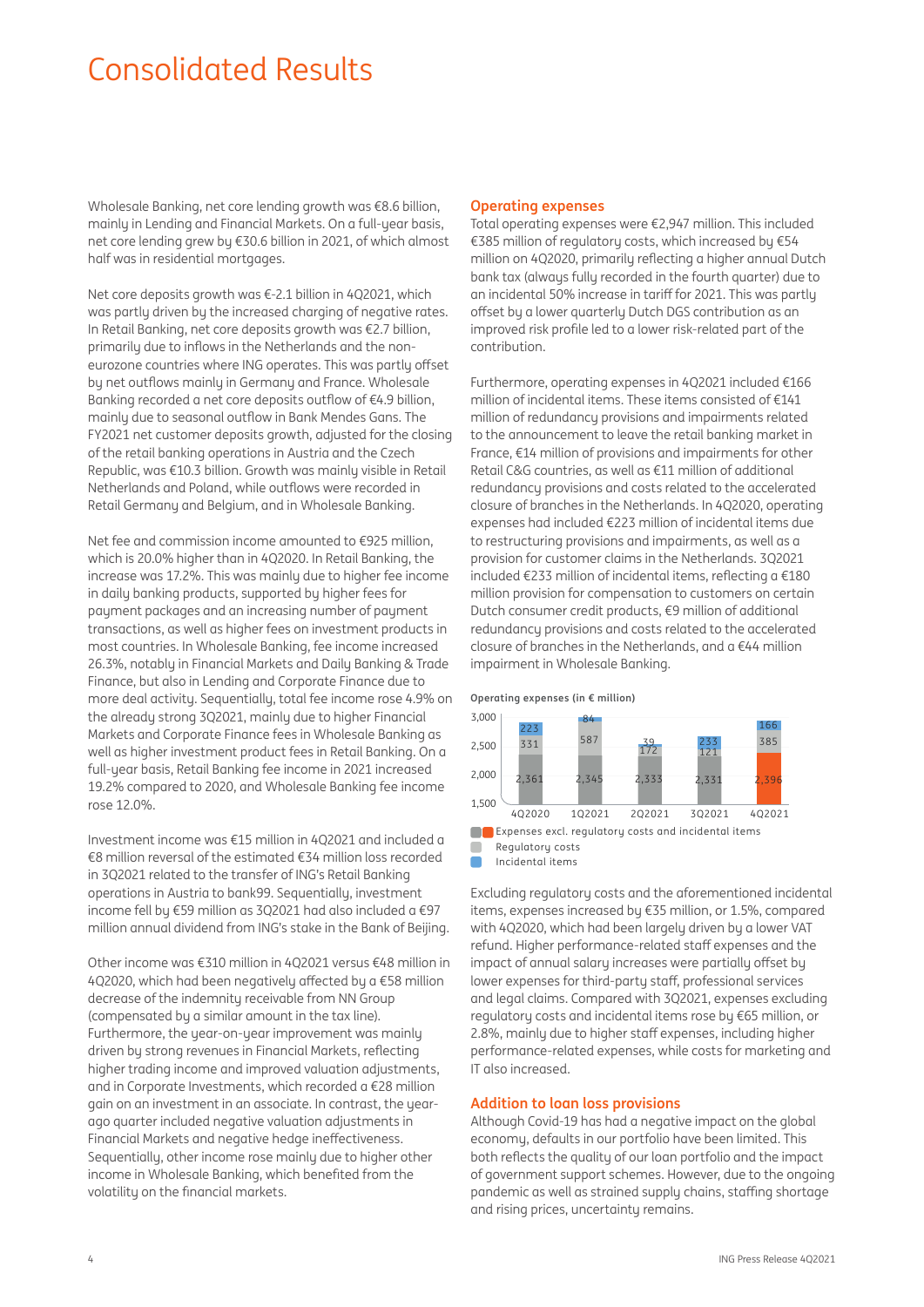# Consolidated Results

Wholesale Banking, net core lending growth was €8.6 billion, mainly in Lending and Financial Markets. On a full-year basis, net core lending grew by €30.6 billion in 2021, of which almost half was in residential mortgages.

Net core deposits growth was €-2.1 billion in 4Q2021, which was partly driven by the increased charging of negative rates. In Retail Banking, net core deposits growth was €2.7 billion, primarily due to inflows in the Netherlands and the non-eurozone countries where ING operates. This was partly offset by net outflows mainly in Germany and France. Wholesale Banking recorded a net core deposits outflow of €4.9 billion, mainly due to seasonal outflow in Bank Mendes Gans. The FY2021 net customer deposits growth, adjusted for the closing of the retail banking operations in Austria and the Czech Republic, was €10.3 billion. Growth was mainly visible in Retail Netherlands and Poland, while outflows were recorded in Retail Germany and Belgium, and in Wholesale Banking.

Net fee and commission income amounted to €925 million, which is 20.0% higher than in 4Q2020. In Retail Banking, the increase was 17.2%. This was mainly due to higher fee income in daily banking products, supported by higher fees for payment packages and an increasing number of payment transactions, as well as higher fees on investment products in most countries. In Wholesale Banking, fee income increased 26.3%, notably in Financial Markets and Daily Banking & Trade Finance, but also in Lending and Corporate Finance due to more deal activity. Sequentially, total fee income rose 4.9% on the already strong 3Q2021, mainly due to higher Financial Markets and Corporate Finance fees in Wholesale Banking as well as higher investment product fees in Retail Banking. On a full-year basis, Retail Banking fee income in 2021 increased 19.2% compared to 2020, and Wholesale Banking fee income rose 12.0%.

Investment income was €15 million in 4Q2021 and included a €8 million reversal of the estimated €34 million loss recorded in 3Q2021 related to the transfer of ING's Retail Banking operations in Austria to bank99. Sequentially, investment income fell by €59 million as 3Q2021 had also included a €97 million annual dividend from ING's stake in the Bank of Beijing.

Other income was €310 million in 4Q2021 versus €48 million in 4Q2020, which had been negatively affected by a €58 million decrease of the indemnity receivable from NN Group (compensated by a similar amount in the tax line). Furthermore, the year-on-year improvement was mainly driven by strong revenues in Financial Markets, reflecting higher trading income and improved valuation adjustments, and in Corporate Investments, which recorded a €28 million gain on an investment in an associate. In contrast, the year-ago quarter included negative valuation adjustments in Financial Markets and negative hedge ineffectiveness. Sequentially, other income rose mainly due to higher other income in Wholesale Banking, which benefited from the volatility on the financial markets.

## Operating expenses

Total operating expenses were €2,947 million. This included €385 million of regulatory costs, which increased by €54 million on 4Q2020, primarily reflecting a higher annual Dutch bank tax (always fully recorded in the fourth quarter) due to an incidental 50% increase in tariff for 2021. This was partly offset by a lower quarterly Dutch DGS contribution as an improved risk profile led to a lower risk-related part of the contribution.

Furthermore, operating expenses in 4Q2021 included €166 million of incidental items. These items consisted of €141 million of redundancy provisions and impairments related to the announcement to leave the retail banking market in France, €14 million of provisions and impairments for other Retail C&G countries, as well as €11 million of additional redundancy provisions and costs related to the accelerated closure of branches in the Netherlands. In 4Q2020, operating expenses had included €223 million of incidental items due to restructuring provisions and impairments as well as a provision for customer claims in the Netherlands. 3Q2021 included €233 million of incidental items, reflecting a €180 million provision for compensation to customers on certain Dutch consumer credit products, €9 million of additional redundancy provisions and costs related to the accelerated closure of branches in the Netherlands, and a €44 million impairment in Wholesale Banking.

**Operating expenses (in € million)**

| | 4Q2020 | 1Q2021 | 2Q2021 | 3Q2021 | 4Q2021 |
|---|---|---|---|---|---|
| Expenses excl. regulatory costs and incidental items | 2,361 | 2,345 | 2,333 | 2,331 | 2,396 |
| Regulatory costs | 331 | 587 | 172 | 121 | 385 |
| Incidental items | 223 | 84 | 39 | 233 | 166 |

Excluding regulatory costs and the aforementioned incidental items, expenses increased by €35 million, or 1.5%, compared with 4Q2020, which had been largely driven by a lower VAT refund. Higher performance-related staff expenses and the impact of annual salary increases were partially offset by lower expenses for third-party staff, professional services and legal claims. Compared with 3Q2021, expenses excluding regulatory costs and incidental items rose by €65 million, or 2.8%, mainly due to higher staff expenses, including higher performance-related expenses, while costs for marketing and IT also increased.

## Addition to loan loss provisions

Although Covid-19 has had a negative impact on the global economy, defaults in our portfolio have been limited. This both reflects the quality of our loan portfolio and the impact of government support schemes. However, due to the ongoing pandemic as well as strained supply chains, staffing shortage and rising prices, uncertainty remains.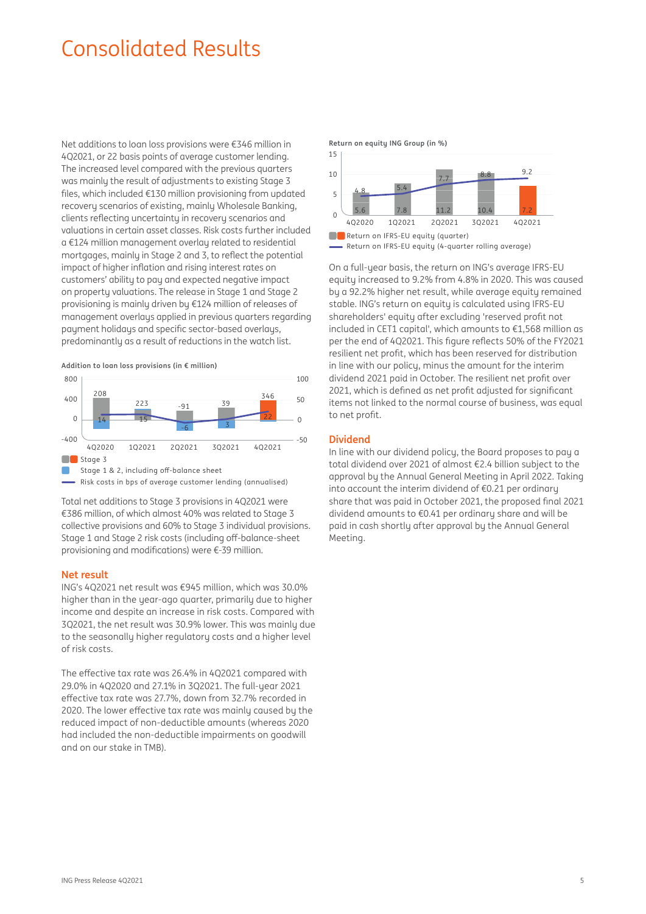# Consolidated Results

Net additions to loan loss provisions were €346 million in 4Q2021, or 22 basis points of average customer lending. The increased level compared with the previous quarters was mainly the result of adjustments to existing Stage 3 files, which included €130 million provisioning from updated recovery scenarios of existing, mainly Wholesale Banking, clients reflecting uncertainty in recovery scenarios and valuations in certain asset classes. Risk costs further included a €124 million management overlay related to residential mortgages, mainly in Stage 2 and 3, to reflect the potential impact of higher inflation and rising interest rates on customers' ability to pay and expected negative impact on property valuations. The release in Stage 1 and Stage 2 provisioning is mainly driven by €124 million of releases of management overlays applied in previous quarters regarding payment holidays and specific sector-based overlays, predominantly as a result of reductions in the watch list.

**Addition to loan loss provisions (in € million)**

| | 4Q2020 | 1Q2021 | 2Q2021 | 3Q2021 | 4Q2021 |
|---|---|---|---|---|---|
| Stage 3 | 208 | 223 | -91 | 39 | 346 |
| Stage 1 & 2, including off-balance sheet | 14 | 15 | -6 | 3 | 22 |

Risk costs in bps of average customer lending (annualised)

Total net additions to Stage 3 provisions in 4Q2021 were €386 million, of which almost 40% was related to Stage 3 collective provisions and 60% to Stage 3 individual provisions. Stage 1 and Stage 2 risk costs (including off-balance-sheet provisioning and modifications) were €-39 million.

## Net result

ING's 4Q2021 net result was €945 million, which was 30.0% higher than in the year-ago quarter, primarily due to higher income and despite an increase in risk costs. Compared with 3Q2021, the net result was 30.9% lower. This was mainly due to the seasonally higher regulatory costs and a higher level of risk costs.

The effective tax rate was 26.4% in 4Q2021 compared with 29.0% in 4Q2020 and 27.1% in 3Q2021. The full-year 2021 effective tax rate was 27.7%, down from 32.7% recorded in 2020. The lower effective tax rate was mainly caused by the reduced impact of non-deductible amounts (whereas 2020 had included the non-deductible impairments on goodwill and on our stake in TMB).

**Return on equity ING Group (in %)**

| | 4Q2020 | 1Q2021 | 2Q2021 | 3Q2021 | 4Q2021 |
|---|---|---|---|---|---|
| Return on IFRS-EU equity (quarter) | 5.6 | 7.8 | 11.2 | 10.4 | 7.2 |
| Return on IFRS-EU equity (4-quarter rolling average) | 4.8 | 5.4 | 7.7 | 8.8 | 9.2 |

On a full-year basis, the return on ING's average IFRS-EU equity increased to 9.2% from 4.8% in 2020. This was caused by a 92.2% higher net result, while average equity remained stable. ING's return on equity is calculated using IFRS-EU shareholders' equity after excluding 'reserved profit not included in CET1 capital', which amounts to €1,568 million as per the end of 4Q2021. This figure reflects 50% of the FY2021 resilient net profit, which has been reserved for distribution in line with our policy, minus the amount for the interim dividend 2021 paid in October. The resilient net profit over 2021, which is defined as net profit adjusted for significant items not linked to the normal course of business, was equal to net profit.

## Dividend

In line with our dividend policy, the Board proposes to pay a total dividend over 2021 of almost €2.4 billion subject to the approval by the Annual General Meeting in April 2022. Taking into account the interim dividend of €0.21 per ordinary share that was paid in October 2021, the proposed final 2021 dividend amounts to €0.41 per ordinary share and will be paid in cash shortly after approval by the Annual General Meeting.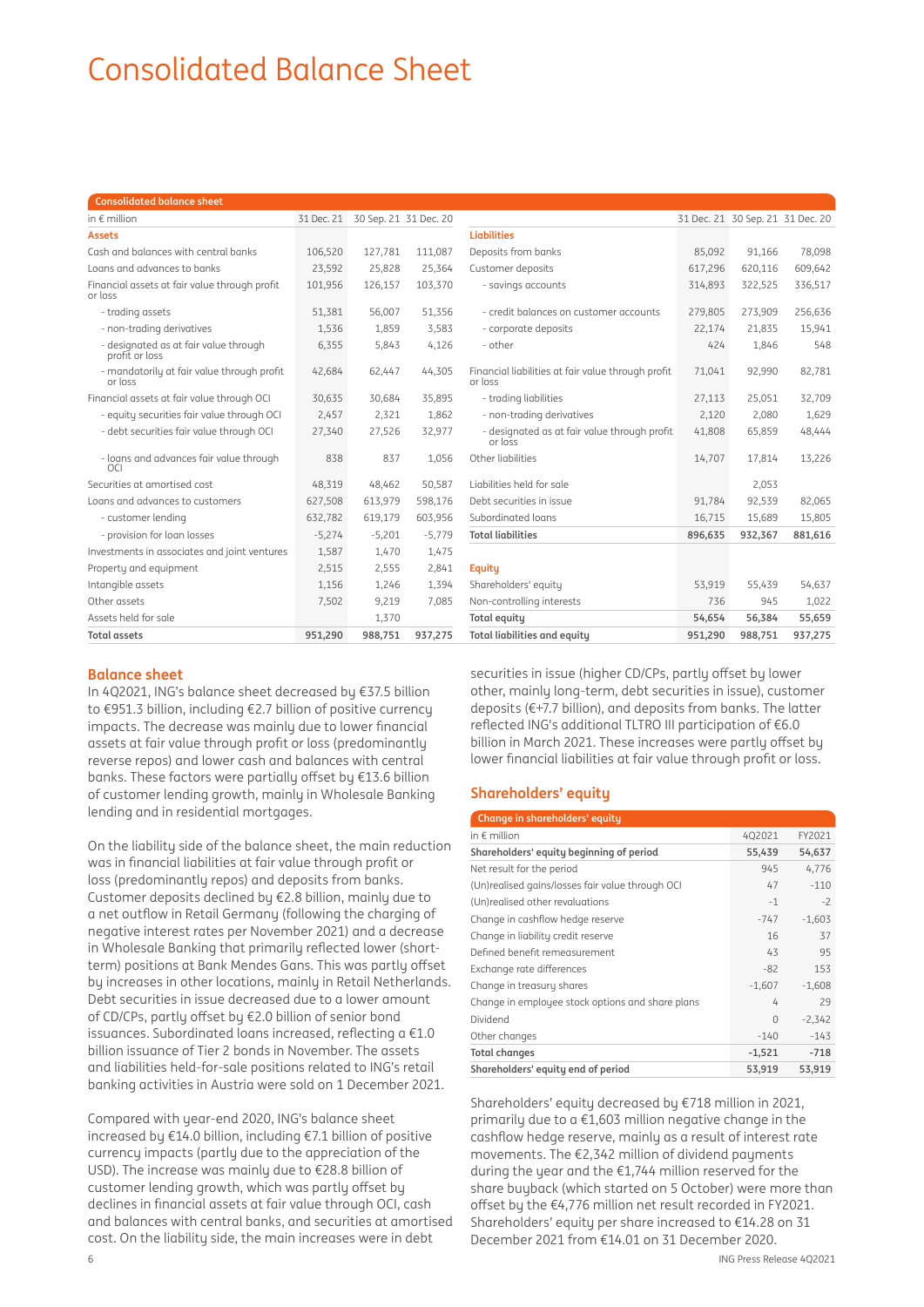# Consolidated Balance Sheet

| Consolidated balance sheet | | | | | | | |
|---|---|---|---|---|---|---|---|
| in € million | 31 Dec. 21 | 30 Sep. 21 | 31 Dec. 20 | | 31 Dec. 21 | 30 Sep. 21 | 31 Dec. 20 |
| **Assets** | | | | **Liabilities** | | | |
| Cash and balances with central banks | 106,520 | 127,781 | 111,087 | Deposits from banks | 85,092 | 91,166 | 78,098 |
| Loans and advances to banks | 23,592 | 25,828 | 25,364 | Customer deposits | 617,296 | 620,116 | 609,642 |
| Financial assets at fair value through profit or loss | 101,956 | 126,157 | 103,370 | - savings accounts | 314,893 | 322,525 | 336,517 |
| - trading assets | 51,381 | 56,007 | 51,356 | - credit balances on customer accounts | 279,805 | 273,909 | 256,636 |
| - non-trading derivatives | 1,536 | 1,859 | 3,583 | - corporate deposits | 22,174 | 21,835 | 15,941 |
| - designated as at fair value through profit or loss | 6,355 | 5,843 | 4,126 | - other | 424 | 1,846 | 548 |
| - mandatorily at fair value through profit or loss | 42,684 | 62,447 | 44,305 | Financial liabilities at fair value through profit or loss | 71,041 | 92,990 | 82,781 |
| Financial assets at fair value through OCI | 30,635 | 30,684 | 35,895 | - trading liabilities | 27,113 | 25,051 | 32,709 |
| - equity securities fair value through OCI | 2,457 | 2,321 | 1,862 | - non-trading derivatives | 2,120 | 2,080 | 1,629 |
| - debt securities fair value through OCI | 27,340 | 27,526 | 32,977 | - designated as at fair value through profit or loss | 41,808 | 65,859 | 48,444 |
| - loans and advances fair value through OCI | 838 | 837 | 1,056 | Other liabilities | 14,707 | 17,814 | 13,226 |
| Securities at amortised cost | 48,319 | 48,462 | 50,587 | Liabilities held for sale | | 2,053 | |
| Loans and advances to customers | 627,508 | 613,979 | 598,176 | Debt securities in issue | 91,784 | 92,539 | 82,065 |
| - customer lending | 632,782 | 619,179 | 603,956 | Subordinated loans | 16,715 | 15,689 | 15,805 |
| - provision for loan losses | -5,274 | -5,201 | -5,779 | **Total liabilities** | **896,635** | **932,367** | **881,616** |
| Investments in associates and joint ventures | 1,587 | 1,470 | 1,475 | | | | |
| Property and equipment | 2,515 | 2,555 | 2,841 | **Equity** | | | |
| Intangible assets | 1,156 | 1,246 | 1,394 | Shareholders' equity | 53,919 | 55,439 | 54,637 |
| Other assets | 7,502 | 9,219 | 7,085 | Non-controlling interests | 736 | 945 | 1,022 |
| Assets held for sale | | 1,370 | | **Total equity** | **54,654** | **56,384** | **55,659** |
| **Total assets** | **951,290** | **988,751** | **937,275** | **Total liabilities and equity** | **951,290** | **988,751** | **937,275** |

## Balance sheet

In 4Q2021, ING's balance sheet decreased by €37.5 billion to €951.3 billion, including €2.7 billion of positive currency impacts. The decrease was mainly due to lower financial assets at fair value through profit or loss (predominantly reverse repos) and lower cash and balances with central banks. These factors were partially offset by €13.6 billion of customer lending growth, mainly in Wholesale Banking lending and in residential mortgages.

On the liability side of the balance sheet, the main reduction was in financial liabilities at fair value through profit or loss (predominantly repos) and deposits from banks. Customer deposits declined by €2.8 billion, mainly due to a net outflow in Retail Germany (following the charging of negative interest rates per November 2021) and a decrease in Wholesale Banking that primarily reflected lower (short-term) positions at Bank Mendes Gans. This was partly offset by increases in other locations, mainly in Retail Netherlands. Debt securities in issue decreased due to a lower amount of CD/CPs, partly offset by €2.0 billion of senior bond issuances. Subordinated loans increased, reflecting a €1.0 billion issuance of Tier 2 bonds in November. The assets and liabilities held-for-sale positions related to ING's retail banking activities in Austria were sold on 1 December 2021.

Compared with year-end 2020, ING's balance sheet increased by €14.0 billion, including €7.1 billion of positive currency impacts (partly due to the appreciation of the USD). The increase was mainly due to €28.8 billion of customer lending growth, which was partly offset by declines in financial assets at fair value through OCI, cash and balances with central banks, and securities at amortised cost. On the liability side, the main increases were in debt securities in issue (higher CD/CPs, partly offset by lower other, mainly long-term, debt securities in issue), customer deposits (€+7.7 billion), and deposits from banks. The latter reflected ING's additional TLTRO III participation of €6.0 billion in March 2021. These increases were partly offset by lower financial liabilities at fair value through profit or loss.

## Shareholders' equity

| Change in shareholders' equity | | |
|---|---|---|
| in € million | 4Q2021 | FY2021 |
| **Shareholders' equity beginning of period** | **55,439** | **54,637** |
| Net result for the period | 945 | 4,776 |
| (Un)realised gains/losses fair value through OCI | 47 | -110 |
| (Un)realised other revaluations | -1 | -2 |
| Change in cashflow hedge reserve | -747 | -1,603 |
| Change in liability credit reserve | 16 | 37 |
| Defined benefit remeasurement | 43 | 95 |
| Exchange rate differences | -82 | 153 |
| Change in treasury shares | -1,607 | -1,608 |
| Change in employee stock options and share plans | 4 | 29 |
| Dividend | 0 | -2,342 |
| Other changes | -140 | -143 |
| **Total changes** | **-1,521** | **-718** |
| **Shareholders' equity end of period** | **53,919** | **53,919** |

Shareholders' equity decreased by €718 million in 2021, primarily due to a €1,603 million negative change in the cashflow hedge reserve, mainly as a result of interest rate movements. The €2,342 million of dividend payments during the year and the €1,744 million reserved for the share buyback (which started on 5 October) were more than offset by the €4,776 million net result recorded in FY2021. Shareholders' equity per share increased to €14.28 on 31 December 2021 from €14.01 on 31 December 2020.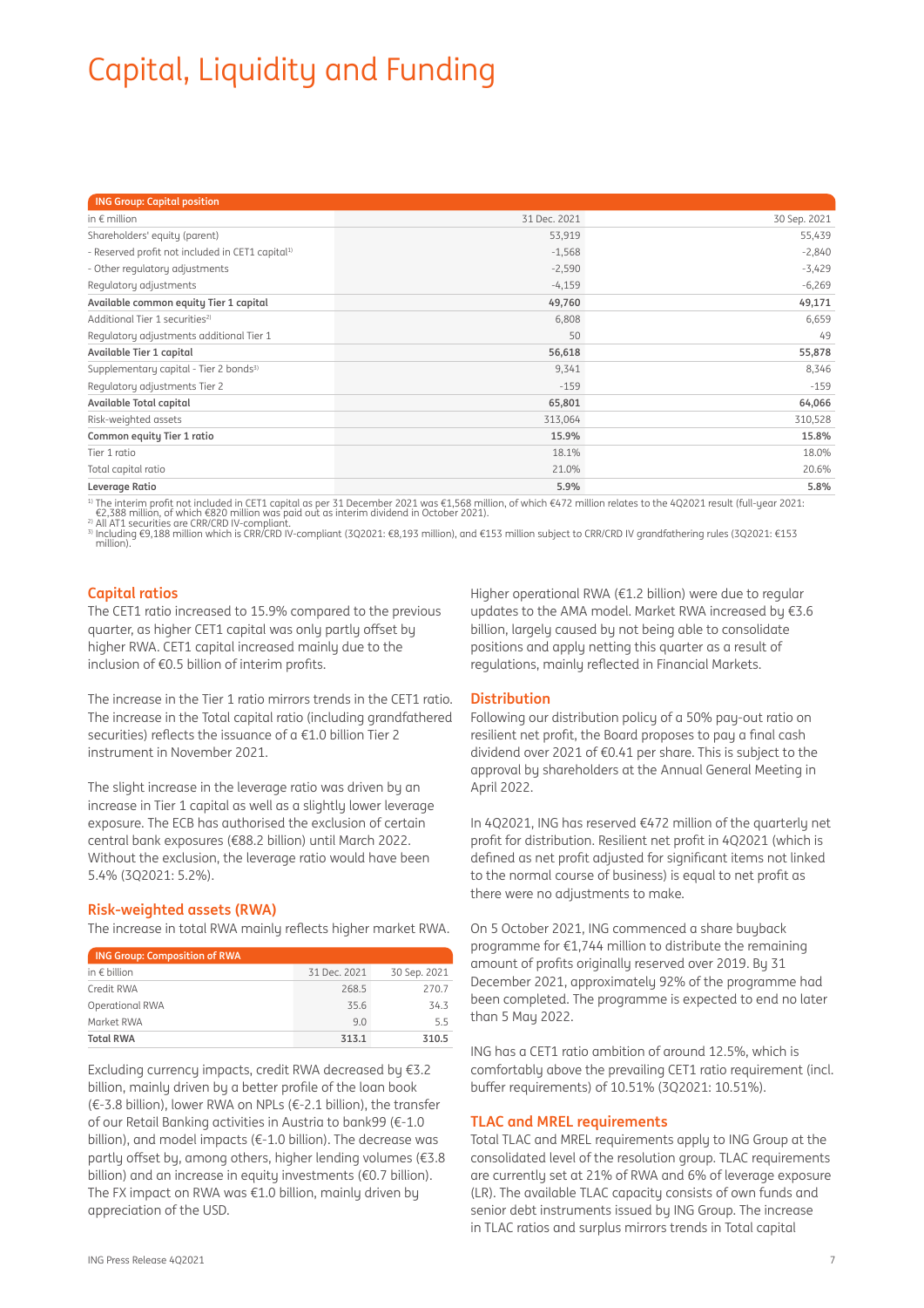# Capital, Liquidity and Funding

| ING Group: Capital position | | |
|---|---|---|
| in € million | 31 Dec. 2021 | 30 Sep. 2021 |
| Shareholders' equity (parent) | 53,919 | 55,439 |
| - Reserved profit not included in CET1 capital[1] | -1,568 | -2,840 |
| - Other regulatory adjustments | -2,590 | -3,429 |
| Regulatory adjustments | -4,159 | -6,269 |
| **Available common equity Tier 1 capital** | **49,760** | **49,171** |
| Additional Tier 1 securities[2] | 6,808 | 6,659 |
| Regulatory adjustments additional Tier 1 | 50 | 49 |
| **Available Tier 1 capital** | **56,618** | **55,878** |
| Supplementary capital - Tier 2 bonds[3] | 9,341 | 8,346 |
| Regulatory adjustments Tier 2 | -159 | -159 |
| **Available Total capital** | **65,801** | **64,066** |
| Risk-weighted assets | 313,064 | 310,528 |
| **Common equity Tier 1 ratio** | **15.9%** | **15.8%** |
| Tier 1 ratio | 18.1% | 18.0% |
| Total capital ratio | 21.0% | 20.6% |
| **Leverage Ratio** | **5.9%** | **5.8%** |

[1] The interim profit not included in CET1 capital as per 31 December 2021 was €1,568 million, of which €472 million relates to the 4Q2021 result (full-year 2021: €2,388 million, of which €820 million was paid out as interim dividend in October 2021).
[2] All AT1 securities are CRR/CRD IV-compliant.
[3] Including €9,188 million which is CRR/CRD IV-compliant (3Q2021: €8,193 million), and €153 million subject to CRR/CRD IV grandfathering rules (3Q2021: €153 million).

## Capital ratios

The CET1 ratio increased to 15.9% compared to the previous quarter, as higher CET1 capital was only partly offset by higher RWA. CET1 capital increased mainly due to the inclusion of €0.5 billion of interim profits.

The increase in the Tier 1 ratio mirrors trends in the CET1 ratio. The increase in the Total capital ratio (including grandfathered securities) reflects the issuance of a €1.0 billion Tier 2 instrument in November 2021.

The slight increase in the leverage ratio was driven by an increase in Tier 1 capital as well as a slightly lower leverage exposure. The ECB has authorised the exclusion of certain central bank exposures (€88.2 billion) until March 2022. Without the exclusion, the leverage ratio would have been 5.4% (3Q2021: 5.2%).

## Risk-weighted assets (RWA)

The increase in total RWA mainly reflects higher market RWA.

| ING Group: Composition of RWA | | |
|---|---|---|
| in € billion | 31 Dec. 2021 | 30 Sep. 2021 |
| Credit RWA | 268.5 | 270.7 |
| Operational RWA | 35.6 | 34.3 |
| Market RWA | 9.0 | 5.5 |
| **Total RWA** | **313.1** | **310.5** |

Excluding currency impacts, credit RWA decreased by €3.2 billion, mainly driven by a better profile of the loan book (€-3.8 billion), lower RWA on NPLs (€-2.1 billion), the transfer of our Retail Banking activities in Austria to bank99 (€-1.0 billion), and model impacts (€-1.0 billion). The decrease was partly offset by, among others, higher lending volumes (€3.8 billion) and an increase in equity investments (€0.7 billion). The FX impact on RWA was €1.0 billion, mainly driven by appreciation of the USD.

Higher operational RWA (€1.2 billion) were due to regular updates to the AMA model. Market RWA increased by €3.6 billion, largely caused by not being able to consolidate positions and apply netting this quarter as a result of regulations, mainly reflected in Financial Markets.

## Distribution

Following our distribution policy of a 50% pay-out ratio on resilient net profit, the Board proposes to pay a final cash dividend over 2021 of €0.41 per share. This is subject to the approval by shareholders at the Annual General Meeting in April 2022.

In 4Q2021, ING has reserved €472 million of the quarterly net profit for distribution. Resilient net profit in 4Q2021 (which is defined as net profit adjusted for significant items not linked to the normal course of business) is equal to net profit as there were no adjustments to make.

On 5 October 2021, ING commenced a share buyback programme for €1,744 million to distribute the remaining amount of profits originally reserved over 2019. By 31 December 2021, approximately 92% of the programme had been completed. The programme is expected to end no later than 5 May 2022.

ING has a CET1 ratio ambition of around 12.5%, which is comfortably above the prevailing CET1 ratio requirement (incl. buffer requirements) of 10.51% (3Q2021: 10.51%).

## TLAC and MREL requirements

Total TLAC and MREL requirements apply to ING Group at the consolidated level of the resolution group. TLAC requirements are currently set at 21% of RWA and 6% of leverage exposure (LR). The available TLAC capacity consists of own funds and senior debt instruments issued by ING Group. The increase in TLAC ratios and surplus mirrors trends in Total capital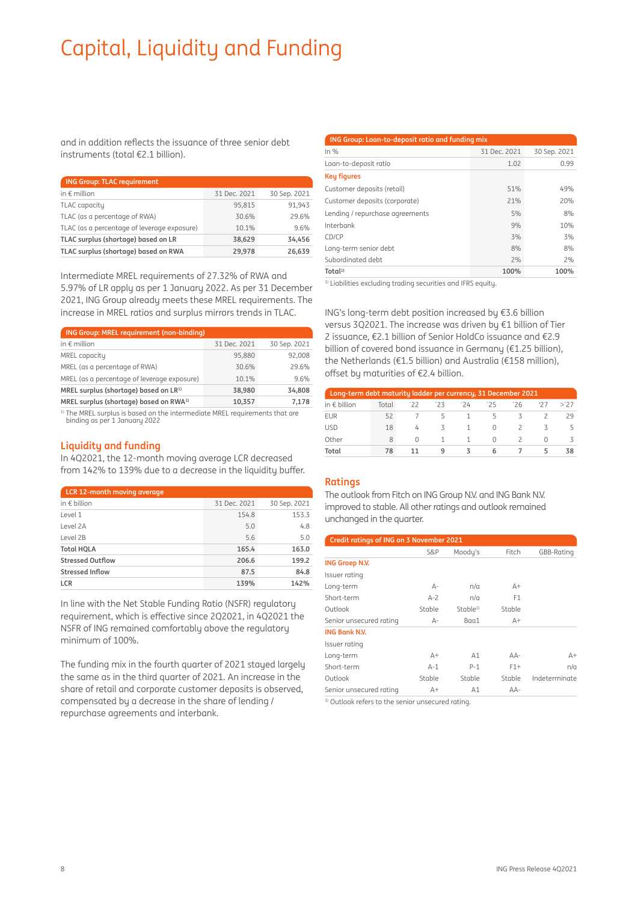# Capital, Liquidity and Funding

and in addition reflects the issuance of three senior debt instruments (total €2.1 billion).

| ING Group: TLAC requirement | | |
|---|---|---|
| in € million | 31 Dec. 2021 | 30 Sep. 2021 |
| TLAC capacity | 95,815 | 91,943 |
| TLAC (as a percentage of RWA) | 30.6% | 29.6% |
| TLAC (as a percentage of leverage exposure) | 10.1% | 9.6% |
| **TLAC surplus (shortage) based on LR** | **38,629** | **34,456** |
| **TLAC surplus (shortage) based on RWA** | **29,978** | **26,639** |

Intermediate MREL requirements of 27.32% of RWA and 5.97% of LR apply as per 1 January 2022. As per 31 December 2021, ING Group already meets these MREL requirements. The increase in MREL ratios and surplus mirrors trends in TLAC.

| ING Group: MREL requirement (non-binding) | | |
|---|---|---|
| in € million | 31 Dec. 2021 | 30 Sep. 2021 |
| MREL capacity | 95,880 | 92,008 |
| MREL (as a percentage of RWA) | 30.6% | 29.6% |
| MREL (as a percentage of leverage exposure) | 10.1% | 9.6% |
| **MREL surplus (shortage) based on LR**[1] | **38,980** | **34,808** |
| **MREL surplus (shortage) based on RWA**[1] | **10,357** | **7,178** |

[1] The MREL surplus is based on the intermediate MREL requirements that are binding as per 1 January 2022

## Liquidity and funding

In 4Q2021, the 12-month moving average LCR decreased from 142% to 139% due to a decrease in the liquidity buffer.

| LCR 12-month moving average | | |
|---|---|---|
| in € billion | 31 Dec. 2021 | 30 Sep. 2021 |
| Level 1 | 154.8 | 153.3 |
| Level 2A | 5.0 | 4.8 |
| Level 2B | 5.6 | 5.0 |
| **Total HQLA** | **165.4** | **163.0** |
| **Stressed Outflow** | **206.6** | **199.2** |
| **Stressed Inflow** | **87.5** | **84.8** |
| **LCR** | **139%** | **142%** |

In line with the Net Stable Funding Ratio (NSFR) regulatory requirement, which is effective since 2Q2021, in 4Q2021 the NSFR of ING remained comfortably above the regulatory minimum of 100%.

The funding mix in the fourth quarter of 2021 stayed largely the same as in the third quarter of 2021. An increase in the share of retail and corporate customer deposits is observed, compensated by a decrease in the share of lending / repurchase agreements and interbank.

| ING Group: Loan-to-deposit ratio and funding mix | | |
|---|---|---|
| In % | 31 Dec. 2021 | 30 Sep. 2021 |
| Loan-to-deposit ratio | 1.02 | 0.99 |
| **Key figures** | | |
| Customer deposits (retail) | 51% | 49% |
| Customer deposits (corporate) | 21% | 20% |
| Lending / repurchase agreements | 5% | 8% |
| Interbank | 9% | 10% |
| CD/CP | 3% | 3% |
| Long-term senior debt | 8% | 8% |
| Subordinated debt | 2% | 2% |
| **Total**[1] | **100%** | **100%** |

[1] Liabilities excluding trading securities and IFRS equity.

ING's long-term debt position increased by €3.6 billion versus 3Q2021. The increase was driven by €1 billion of Tier 2 issuance, €2.1 billion of Senior HoldCo issuance and €2.9 billion of covered bond issuance in Germany (€1.25 billion), the Netherlands (€1.5 billion) and Australia (€158 million), offset by maturities of €2.4 billion.

| Long-term debt maturity ladder per currency, 31 December 2021 | | | | | | | | |
|---|---|---|---|---|---|---|---|---|
| in € billion | Total | '22 | '23 | '24 | '25 | '26 | '27 | >'27 |
| EUR | 52 | 7 | 5 | 1 | 5 | 3 | 2 | 29 |
| USD | 18 | 4 | 3 | 1 | 0 | 2 | 3 | 5 |
| Other | 8 | 0 | 1 | 1 | 0 | 2 | 0 | 3 |
| **Total** | **78** | **11** | **9** | **3** | **6** | **7** | **5** | **38** |

## Ratings

The outlook from Fitch on ING Group N.V. and ING Bank N.V. improved to stable. All other ratings and outlook remained unchanged in the quarter.

| Credit ratings of ING on 3 November 2021 | | | | |
|---|---|---|---|---|
| | S&P | Moody's | Fitch | GBB-Rating |
| **ING Groep N.V.** | | | | |
| Issuer rating | | | | |
| Long-term | A- | n/a | A+ | |
| Short-term | A-2 | n/a | F1 | |
| Outlook | Stable | Stable[1] | Stable | |
| Senior unsecured rating | A- | Baa1 | A+ | |
| **ING Bank N.V.** | | | | |
| Issuer rating | | | | |
| Long-term | A+ | A1 | AA- | A+ |
| Short-term | A-1 | P-1 | F1+ | n/a |
| Outlook | Stable | Stable | Stable | Indeterminate |
| Senior unsecured rating | A+ | A1 | AA- | |

[1] Outlook refers to the senior unsecured rating.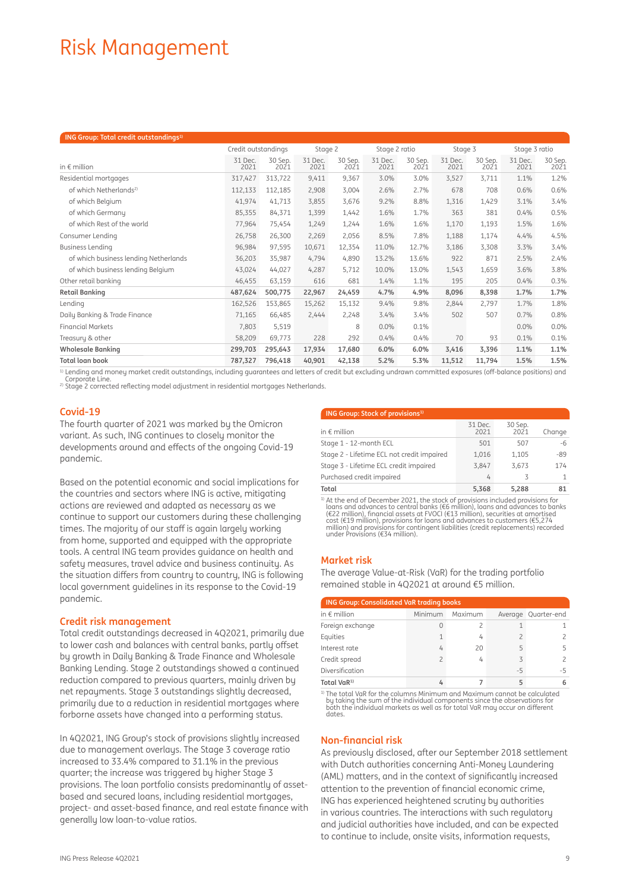# Risk Management

**ING Group: Total credit outstandings[1]**

| in € million | Credit outstandings | | Stage 2 | | Stage 2 ratio | | Stage 3 | | Stage 3 ratio | |
|---|---|---|---|---|---|---|---|---|---|---|
| | 31 Dec. 2021 | 30 Sep. 2021 | 31 Dec. 2021 | 30 Sep. 2021 | 31 Dec. 2021 | 30 Sep. 2021 | 31 Dec. 2021 | 30 Sep. 2021 | 31 Dec. 2021 | 30 Sep. 2021 |
| Residential mortgages | 317,427 | 313,722 | 9,411 | 9,367 | 3.0% | 3.0% | 3,527 | 3,711 | 1.1% | 1.2% |
| of which Netherlands[2] | 112,133 | 112,185 | 2,908 | 3,004 | 2.6% | 2.7% | 678 | 708 | 0.6% | 0.6% |
| of which Belgium | 41,974 | 41,713 | 3,855 | 3,676 | 9.2% | 8.8% | 1,316 | 1,429 | 3.1% | 3.4% |
| of which Germany | 85,355 | 84,371 | 1,399 | 1,442 | 1.6% | 1.7% | 363 | 381 | 0.4% | 0.5% |
| of which Rest of the world | 77,964 | 75,454 | 1,249 | 1,244 | 1.6% | 1.6% | 1,170 | 1,193 | 1.5% | 1.6% |
| Consumer Lending | 26,758 | 26,300 | 2,269 | 2,056 | 8.5% | 7.8% | 1,188 | 1,174 | 4.4% | 4.5% |
| Business Lending | 96,984 | 97,595 | 10,671 | 12,354 | 11.0% | 12.7% | 3,186 | 3,308 | 3.3% | 3.4% |
| of which business lending Netherlands | 36,203 | 35,987 | 4,794 | 4,890 | 13.2% | 13.6% | 922 | 871 | 2.5% | 2.4% |
| of which business lending Belgium | 43,024 | 44,027 | 4,287 | 5,712 | 10.0% | 13.0% | 1,543 | 1,659 | 3.6% | 3.8% |
| Other retail banking | 46,455 | 63,159 | 616 | 681 | 1.4% | 1.1% | 195 | 205 | 0.4% | 0.3% |
| **Retail Banking** | **487,624** | **500,775** | **22,967** | **24,459** | **4.7%** | **4.9%** | **8,096** | **8,398** | **1.7%** | **1.7%** |
| Lending | 162,526 | 153,865 | 15,262 | 15,132 | 9.4% | 9.8% | 2,844 | 2,797 | 1.7% | 1.8% |
| Daily Banking & Trade Finance | 71,165 | 66,485 | 2,444 | 2,248 | 3.4% | 3.4% | 502 | 507 | 0.7% | 0.8% |
| Financial Markets | 7,803 | 5,519 | | 8 | 0.0% | 0.1% | | | 0.0% | 0.0% |
| Treasury & other | 58,209 | 69,773 | 228 | 292 | 0.4% | 0.4% | 70 | 93 | 0.1% | 0.1% |
| **Wholesale Banking** | **299,703** | **295,643** | **17,934** | **17,680** | **6.0%** | **6.0%** | **3,416** | **3,396** | **1.1%** | **1.1%** |
| **Total loan book** | **787,327** | **796,418** | **40,901** | **42,138** | **5.2%** | **5.3%** | **11,512** | **11,794** | **1.5%** | **1.5%** |

[1] Lending and money market credit outstandings, including guarantees and letters of credit but excluding undrawn committed exposures (off-balance positions) and Corporate Line.
[2] Stage 2 corrected reflecting model adjustment in residential mortgages Netherlands.

## Covid-19

The fourth quarter of 2021 was marked by the Omicron variant. As such, ING continues to closely monitor the developments around and effects of the ongoing Covid-19 pandemic.

Based on the potential economic and social implications for the countries and sectors where ING is active, mitigating actions are reviewed and adapted as necessary as we continue to support our customers during these challenging times. The majority of our staff is again largely working from home, supported and equipped with the appropriate tools. A central ING team provides guidance on health and safety measures, travel advice and business continuity. As the situation differs from country to country, ING is following local government guidelines in its response to the Covid-19 pandemic.

## Credit risk management

Total credit outstandings decreased in 4Q2021, primarily due to lower cash and balances with central banks, partly offset by growth in Daily Banking & Trade Finance and Wholesale Banking Lending. Stage 2 outstandings showed a continued reduction compared to previous quarters, mainly driven by net repayments. Stage 3 outstandings slightly decreased, primarily due to a reduction in residential mortgages where forborne assets have changed into a performing status.

In 4Q2021, ING Group's stock of provisions slightly increased due to management overlays. The Stage 3 coverage ratio increased to 33.4% compared to 31.1% in the previous quarter; the increase was triggered by higher Stage 3 provisions. The loan portfolio consists predominantly of asset-based and secured loans, including residential mortgages, project- and asset-based finance, and real estate finance with generally low loan-to-value ratios.

**ING Group: Stock of provisions[1]**

| in € million | 31 Dec. 2021 | 30 Sep. 2021 | Change |
|---|---|---|---|
| Stage 1 - 12-month ECL | 501 | 507 | -6 |
| Stage 2 - Lifetime ECL not credit impaired | 1,016 | 1,105 | -89 |
| Stage 3 - Lifetime ECL credit impaired | 3,847 | 3,673 | 174 |
| Purchased credit impaired | 4 | 3 | 1 |
| **Total** | **5,368** | **5,288** | **81** |

[1] At the end of December 2021, the stock of provisions included provisions for loans and advances to central banks (€6 million), loans and advances to banks (€22 million), financial assets at FVOCI (€13 million), securities at amortised cost (€19 million), provisions for loans and advances to customers (€5,274 million) and provisions for contingent liabilities (credit replacements) recorded under Provisions (€34 million).

## Market risk

The average Value-at-Risk (VaR) for the trading portfolio remained stable in 4Q2021 at around €5 million.

**ING Group: Consolidated VaR trading books**

| in € million | Minimum | Maximum | Average | Quarter-end |
|---|---|---|---|---|
| Foreign exchange | 0 | 2 | 1 | 1 |
| Equities | 1 | 4 | 2 | 2 |
| Interest rate | 4 | 20 | 5 | 5 |
| Credit spread | 2 | 4 | 3 | 2 |
| Diversification | | | -5 | -5 |
| **Total VaR[1]** | **4** | **7** | **5** | **6** |

[1] The total VaR for the columns Minimum and Maximum cannot be calculated by taking the sum of the individual components since the observations for both the individual markets as well as for total VaR may occur on different dates.

## Non-financial risk

As previously disclosed, after our September 2018 settlement with Dutch authorities concerning Anti-Money Laundering (AML) matters, and in the context of significantly increased attention to the prevention of financial economic crime, ING has experienced heightened scrutiny by authorities in various countries. The interactions with such regulatory and judicial authorities have included, and can be expected to continue to include, onsite visits, information requests,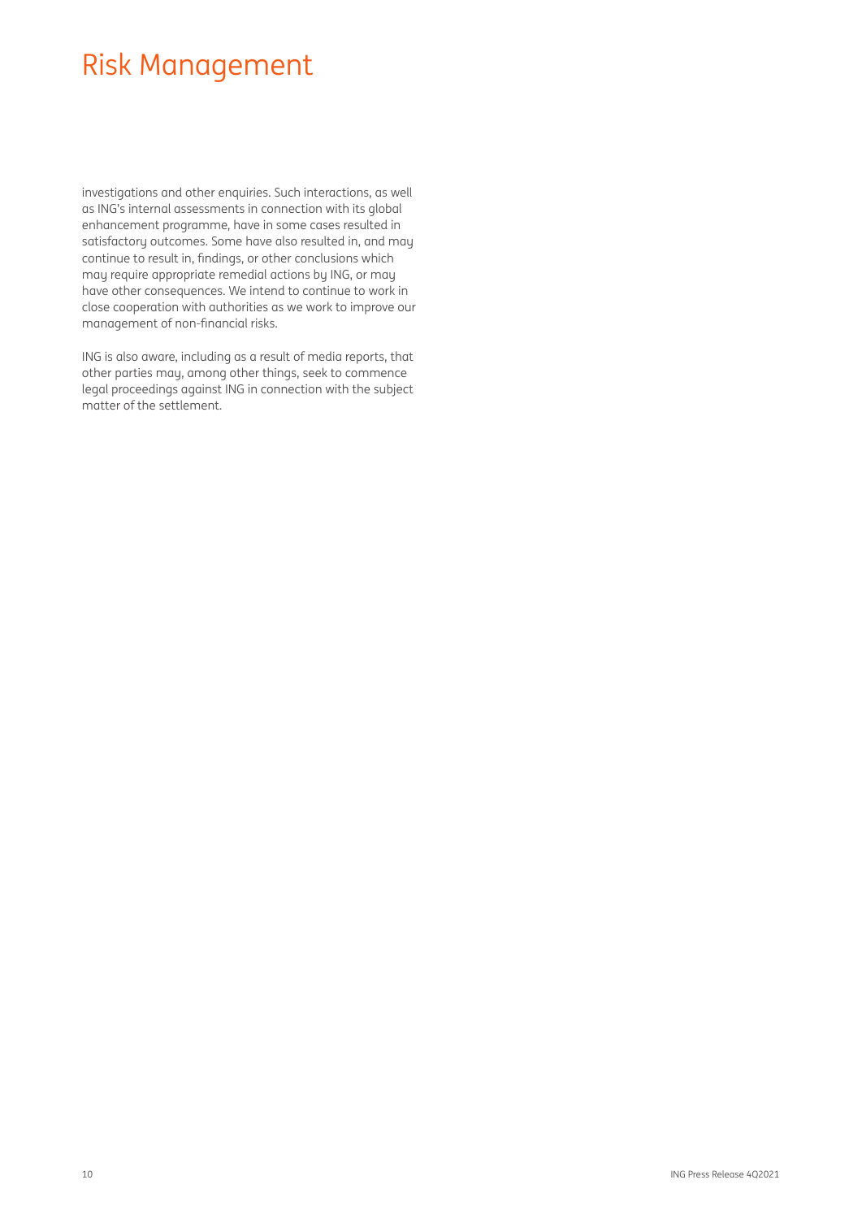# Risk Management

investigations and other enquiries. Such interactions, as well as ING's internal assessments in connection with its global enhancement programme, have in some cases resulted in satisfactory outcomes. Some have also resulted in, and may continue to result in, findings, or other conclusions which may require appropriate remedial actions by ING, or may have other consequences. We intend to continue to work in close cooperation with authorities as we work to improve our management of non-financial risks.

ING is also aware, including as a result of media reports, that other parties may, among other things, seek to commence legal proceedings against ING in connection with the subject matter of the settlement.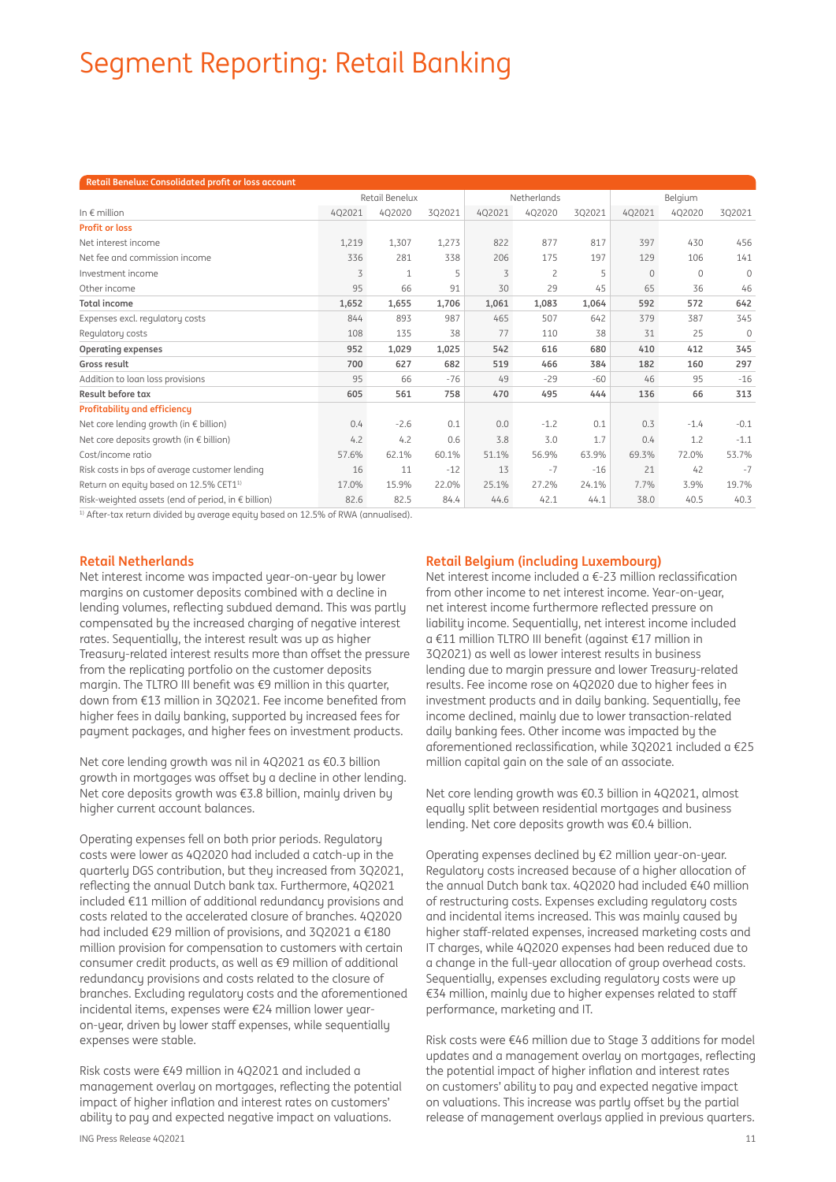# Segment Reporting: Retail Banking

| Retail Benelux: Consolidated profit or loss account | | | | | | | | | |
|---|---|---|---|---|---|---|---|---|---|
| | Retail Benelux | | | Netherlands | | | Belgium | | |
| In € million | 4Q2021 | 4Q2020 | 3Q2021 | 4Q2021 | 4Q2020 | 3Q2021 | 4Q2021 | 4Q2020 | 3Q2021 |
| **Profit or loss** | | | | | | | | | |
| Net interest income | 1,219 | 1,307 | 1,273 | 822 | 877 | 817 | 397 | 430 | 456 |
| Net fee and commission income | 336 | 281 | 338 | 206 | 175 | 197 | 129 | 106 | 141 |
| Investment income | 3 | 1 | 5 | 3 | 2 | 5 | 0 | 0 | 0 |
| Other income | 95 | 66 | 91 | 30 | 29 | 45 | 65 | 36 | 46 |
| **Total income** | **1,652** | **1,655** | **1,706** | **1,061** | **1,083** | **1,064** | **592** | **572** | **642** |
| Expenses excl. regulatory costs | 844 | 893 | 987 | 465 | 507 | 642 | 379 | 387 | 345 |
| Regulatory costs | 108 | 135 | 38 | 77 | 110 | 38 | 31 | 25 | 0 |
| **Operating expenses** | **952** | **1,029** | **1,025** | **542** | **616** | **680** | **410** | **412** | **345** |
| **Gross result** | **700** | **627** | **682** | **519** | **466** | **384** | **182** | **160** | **297** |
| Addition to loan loss provisions | 95 | 66 | -76 | 49 | -29 | -60 | 46 | 95 | -16 |
| **Result before tax** | **605** | **561** | **758** | **470** | **495** | **444** | **136** | **66** | **313** |
| **Profitability and efficiency** | | | | | | | | | |
| Net core lending growth (in € billion) | 0.4 | -2.6 | 0.1 | 0.0 | -1.2 | 0.1 | 0.3 | -1.4 | -0.1 |
| Net core deposits growth (in € billion) | 4.2 | 4.2 | 0.6 | 3.8 | 3.0 | 1.7 | 0.4 | 1.2 | -1.1 |
| Cost/income ratio | 57.6% | 62.1% | 60.1% | 51.1% | 56.9% | 63.9% | 69.3% | 72.0% | 53.7% |
| Risk costs in bps of average customer lending | 16 | 11 | -12 | 13 | -7 | -16 | 21 | 42 | -7 |
| Return on equity based on 12.5% CET1[1] | 17.0% | 15.9% | 22.0% | 25.1% | 27.2% | 24.1% | 7.7% | 3.9% | 19.7% |
| Risk-weighted assets (end of period, in € billion) | 82.6 | 82.5 | 84.4 | 44.6 | 42.1 | 44.1 | 38.0 | 40.5 | 40.3 |

[1] After-tax return divided by average equity based on 12.5% of RWA (annualised).

## Retail Netherlands

Net interest income was impacted year-on-year by lower margins on customer deposits combined with a decline in lending volumes, reflecting subdued demand. This was partly compensated by the increased charging of negative interest rates. Sequentially, the interest result was up as higher Treasury-related interest results more than offset the pressure from the replicating portfolio on the customer deposits margin. The TLTRO III benefit was €9 million in this quarter, down from €13 million in 3Q2021. Fee income benefited from higher fees in daily banking, supported by increased fees for payment packages, and higher fees on investment products.

Net core lending growth was nil in 4Q2021 as €0.3 billion growth in mortgages was offset by a decline in other lending. Net core deposits growth was €3.8 billion, mainly driven by higher current account balances.

Operating expenses fell on both prior periods. Regulatory costs were lower as 4Q2020 had included a catch-up in the quarterly DGS contribution, but they increased from 3Q2021, reflecting the annual Dutch bank tax. Furthermore, 4Q2021 included €11 million of additional redundancy provisions and costs related to the accelerated closure of branches. 4Q2020 had included €29 million of provisions, and 3Q2021 a €180 million provision for compensation to customers with certain consumer credit products, as well as €9 million of additional redundancy provisions and costs related to the closure of branches. Excluding regulatory costs and the aforementioned incidental items, expenses were €24 million lower year-on-year, driven by lower staff expenses, while sequentially expenses were stable.

Risk costs were €49 million in 4Q2021 and included a management overlay on mortgages, reflecting the potential impact of higher inflation and interest rates on customers' ability to pay and expected negative impact on valuations.

## Retail Belgium (including Luxembourg)

Net interest income included a €-23 million reclassification from other income to net interest income. Year-on-year, net interest income furthermore reflected pressure on liability income. Sequentially, net interest income included a €11 million TLTRO III benefit (against €17 million in 3Q2021) as well as lower interest results in business lending due to margin pressure and lower Treasury-related results. Fee income rose on 4Q2020 due to higher fees in investment products and in daily banking. Sequentially, fee income declined, mainly due to lower transaction-related daily banking fees. Other income was impacted by the aforementioned reclassification, while 3Q2021 included a €25 million capital gain on the sale of an associate.

Net core lending growth was €0.3 billion in 4Q2021, almost equally split between residential mortgages and business lending. Net core deposits growth was €0.4 billion.

Operating expenses declined by €2 million year-on-year. Regulatory costs increased because of a higher allocation of the annual Dutch bank tax. 4Q2020 had included €40 million of restructuring costs. Expenses excluding regulatory costs and incidental items increased. This was mainly caused by higher staff-related expenses, increased marketing costs and IT charges, while 4Q2020 expenses had been reduced due to a change in the full-year allocation of group overhead costs. Sequentially, expenses excluding regulatory costs were up €34 million, mainly due to higher expenses related to staff performance, marketing and IT.

Risk costs were €46 million due to Stage 3 additions for model updates and a management overlay on mortgages, reflecting the potential impact of higher inflation and interest rates on customers' ability to pay and expected negative impact on valuations. This increase was partly offset by the partial release of management overlays applied in previous quarters.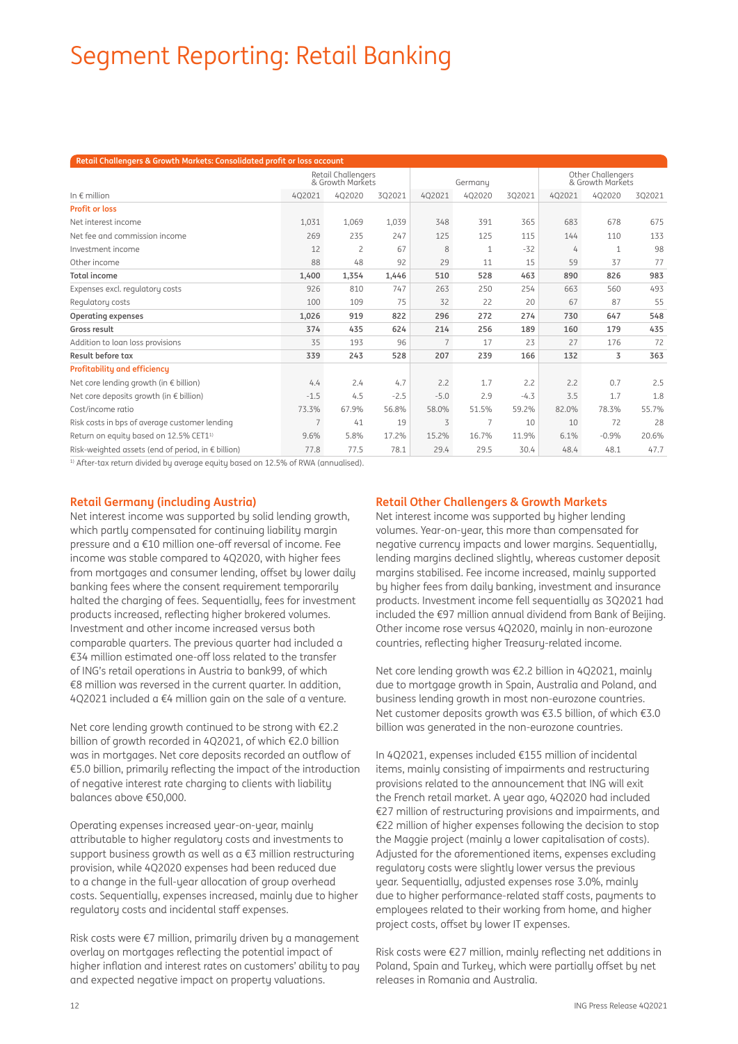# Segment Reporting: Retail Banking

| Retail Challengers & Growth Markets: Consolidated profit or loss account | | | | | | | | | |
|---|---|---|---|---|---|---|---|---|---|
| | Retail Challengers & Growth Markets | | | Germany | | | Other Challengers & Growth Markets | | |
| In € million | 4Q2021 | 4Q2020 | 3Q2021 | 4Q2021 | 4Q2020 | 3Q2021 | 4Q2021 | 4Q2020 | 3Q2021 |
| **Profit or loss** | | | | | | | | | |
| Net interest income | 1,031 | 1,069 | 1,039 | 348 | 391 | 365 | 683 | 678 | 675 |
| Net fee and commission income | 269 | 235 | 247 | 125 | 125 | 115 | 144 | 110 | 133 |
| Investment income | 12 | 2 | 67 | 8 | 1 | -32 | 4 | 1 | 98 |
| Other income | 88 | 48 | 92 | 29 | 11 | 15 | 59 | 37 | 77 |
| **Total income** | **1,400** | **1,354** | **1,446** | **510** | **528** | **463** | **890** | **826** | **983** |
| Expenses excl. regulatory costs | 926 | 810 | 747 | 263 | 250 | 254 | 663 | 560 | 493 |
| Regulatory costs | 100 | 109 | 75 | 32 | 22 | 20 | 67 | 87 | 55 |
| **Operating expenses** | **1,026** | **919** | **822** | **296** | **272** | **274** | **730** | **647** | **548** |
| **Gross result** | **374** | **435** | **624** | **214** | **256** | **189** | **160** | **179** | **435** |
| Addition to loan loss provisions | 35 | 193 | 96 | 7 | 17 | 23 | 27 | 176 | 72 |
| **Result before tax** | **339** | **243** | **528** | **207** | **239** | **166** | **132** | **3** | **363** |
| **Profitability and efficiency** | | | | | | | | | |
| Net core lending growth (in € billion) | 4.4 | 2.4 | 4.7 | 2.2 | 1.7 | 2.2 | 2.2 | 0.7 | 2.5 |
| Net core deposits growth (in € billion) | -1.5 | 4.5 | -2.5 | -5.0 | 2.9 | -4.3 | 3.5 | 1.7 | 1.8 |
| Cost/income ratio | 73.3% | 67.9% | 56.8% | 58.0% | 51.5% | 59.2% | 82.0% | 78.3% | 55.7% |
| Risk costs in bps of average customer lending | 7 | 41 | 19 | 3 | 7 | 10 | 10 | 72 | 28 |
| Return on equity based on 12.5% CET1[1] | 9.6% | 5.8% | 17.2% | 15.2% | 16.7% | 11.9% | 6.1% | -0.9% | 20.6% |
| Risk-weighted assets (end of period, in € billion) | 77.8 | 77.5 | 78.1 | 29.4 | 29.5 | 30.4 | 48.4 | 48.1 | 47.7 |

[1] After-tax return divided by average equity based on 12.5% of RWA (annualised).

## Retail Germany (including Austria)

Net interest income was supported by solid lending growth, which partly compensated for continuing liability margin pressure and a €10 million one-off reversal of income. Fee income was stable compared to 4Q2020, with higher fees from mortgages and consumer lending, offset by lower daily banking fees where the consent requirement temporarily halted the charging of fees. Sequentially, fees for investment products increased, reflecting higher brokered volumes. Investment and other income increased versus both comparable quarters. The previous quarter had included a €34 million estimated one-off loss related to the transfer of ING's retail operations in Austria to bank99, of which €8 million was reversed in the current quarter. In addition, 4Q2021 included a €4 million gain on the sale of a venture.

Net core lending growth continued to be strong with €2.2 billion of growth recorded in 4Q2021, of which €2.0 billion was in mortgages. Net core deposits recorded an outflow of €5.0 billion, primarily reflecting the impact of the introduction of negative interest rate charging to clients with liability balances above €50,000.

Operating expenses increased year-on-year, mainly attributable to higher regulatory costs and investments to support business growth as well as a €3 million restructuring provision, while 4Q2020 expenses had been reduced due to a change in the full-year allocation of group overhead costs. Sequentially, expenses increased, mainly due to higher regulatory costs and incidental staff expenses.

Risk costs were €7 million, primarily driven by a management overlay on mortgages reflecting the potential impact of higher inflation and interest rates on customers' ability to pay and expected negative impact on property valuations.

## Retail Other Challengers & Growth Markets

Net interest income was supported by higher lending volumes. Year-on-year, this more than compensated for negative currency impacts and lower margins. Sequentially, lending margins declined slightly, whereas customer deposit margins stabilised. Fee income increased, mainly supported by higher fees from daily banking, investment and insurance products. Investment income fell sequentially as 3Q2021 had included the €97 million annual dividend from Bank of Beijing. Other income rose versus 4Q2020, mainly in non-eurozone countries, reflecting higher Treasury-related income.

Net core lending growth was €2.2 billion in 4Q2021, mainly due to mortgage growth in Spain, Australia and Poland, and business lending growth in most non-eurozone countries. Net customer deposits growth was €3.5 billion, of which €3.0 billion was generated in the non-eurozone countries.

In 4Q2021, expenses included €155 million of incidental items, mainly consisting of impairments and restructuring provisions related to the announcement that ING will exit the French retail market. A year ago, 4Q2020 had included €27 million of restructuring provisions and impairments, and €22 million of higher expenses following the decision to stop the Maggie project (mainly a lower capitalisation of costs). Adjusted for the aforementioned items, expenses excluding regulatory costs were slightly lower versus the previous year. Sequentially, adjusted expenses rose 3.0%, mainly due to higher performance-related staff costs, payments to employees related to their working from home, and higher project costs, offset by lower IT expenses.

Risk costs were €27 million, mainly reflecting net additions in Poland, Spain and Turkey, which were partially offset by net releases in Romania and Australia.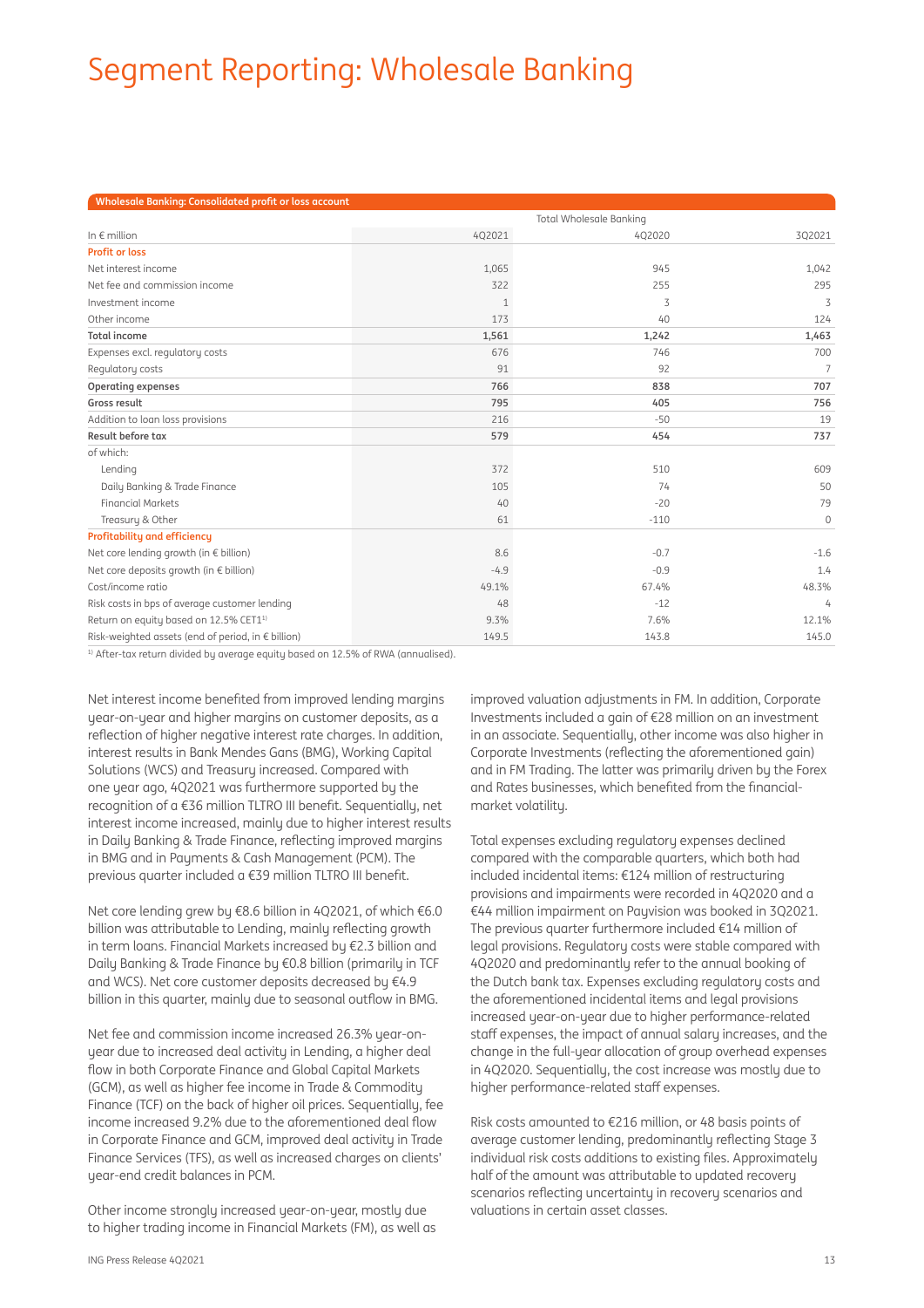# Segment Reporting: Wholesale Banking

**Wholesale Banking: Consolidated profit or loss account**

| | Total Wholesale Banking | | |
|---|---|---|---|
| In € million | 4Q2021 | 4Q2020 | 3Q2021 |
| **Profit or loss** | | | |
| Net interest income | 1,065 | 945 | 1,042 |
| Net fee and commission income | 322 | 255 | 295 |
| Investment income | 1 | 3 | 3 |
| Other income | 173 | 40 | 124 |
| **Total income** | **1,561** | **1,242** | **1,463** |
| Expenses excl. regulatory costs | 676 | 746 | 700 |
| Regulatory costs | 91 | 92 | 7 |
| **Operating expenses** | **766** | **838** | **707** |
| **Gross result** | **795** | **405** | **756** |
| Addition to loan loss provisions | 216 | -50 | 19 |
| **Result before tax** | **579** | **454** | **737** |
| of which: | | | |
| Lending | 372 | 510 | 609 |
| Daily Banking & Trade Finance | 105 | 74 | 50 |
| Financial Markets | 40 | -20 | 79 |
| Treasury & Other | 61 | -110 | 0 |
| **Profitability and efficiency** | | | |
| Net core lending growth (in € billion) | 8.6 | -0.7 | -1.6 |
| Net core deposits growth (in € billion) | -4.9 | -0.9 | 1.4 |
| Cost/income ratio | 49.1% | 67.4% | 48.3% |
| Risk costs in bps of average customer lending | 48 | -12 | 4 |
| Return on equity based on 12.5% CET1[1] | 9.3% | 7.6% | 12.1% |
| Risk-weighted assets (end of period, in € billion) | 149.5 | 143.8 | 145.0 |

[1] After-tax return divided by average equity based on 12.5% of RWA (annualised).

Net interest income benefited from improved lending margins year-on-year and higher margins on customer deposits, as a reflection of higher negative interest rate charges. In addition, interest results in Bank Mendes Gans (BMG), Working Capital Solutions (WCS) and Treasury increased. Compared with one year ago, 4Q2021 was furthermore supported by the recognition of a €36 million TLTRO III benefit. Sequentially, net interest income increased, mainly due to higher interest results in Daily Banking & Trade Finance, reflecting improved margins in BMG and in Payments & Cash Management (PCM). The previous quarter included a €39 million TLTRO III benefit.

Net core lending grew by €8.6 billion in 4Q2021, of which €6.0 billion was attributable to Lending, mainly reflecting growth in term loans. Financial Markets increased by €2.3 billion and Daily Banking & Trade Finance by €0.8 billion (primarily in TCF and WCS). Net core customer deposits decreased by €4.9 billion in this quarter, mainly due to seasonal outflow in BMG.

Net fee and commission income increased 26.3% year-on-year due to increased deal activity in Lending, a higher deal flow in both Corporate Finance and Global Capital Markets (GCM), as well as higher fee income in Trade & Commodity Finance (TCF) on the back of higher oil prices. Sequentially, fee income increased 9.2% due to the aforementioned deal flow in Corporate Finance and GCM, improved deal activity in Trade Finance Services (TFS), as well as increased charges on clients' year-end credit balances in PCM.

Other income strongly increased year-on-year, mostly due to higher trading income in Financial Markets (FM), as well as improved valuation adjustments in FM. In addition, Corporate Investments included a gain of €28 million on an investment in an associate. Sequentially, other income was also higher in Corporate Investments (reflecting the aforementioned gain) and in FM Trading. The latter was primarily driven by the Forex and Rates businesses, which benefited from the financial-market volatility.

Total expenses excluding regulatory expenses declined compared with the comparable quarters, which both had included incidental items: €124 million of restructuring provisions and impairments were recorded in 4Q2020 and a €44 million impairment on Payvision was booked in 3Q2021. The previous quarter furthermore included €14 million of legal provisions. Regulatory costs were stable compared with 4Q2020 and predominantly refer to the annual booking of the Dutch bank tax. Expenses excluding regulatory costs and the aforementioned incidental items and legal provisions increased year-on-year due to higher performance-related staff expenses, the impact of annual salary increases, and the change in the full-year allocation of group overhead expenses in 4Q2020. Sequentially, the cost increase was mostly due to higher performance-related staff expenses.

Risk costs amounted to €216 million, or 48 basis points of average customer lending, predominantly reflecting Stage 3 individual risk costs additions to existing files. Approximately half of the amount was attributable to updated recovery scenarios reflecting uncertainty in recovery scenarios and valuations in certain asset classes.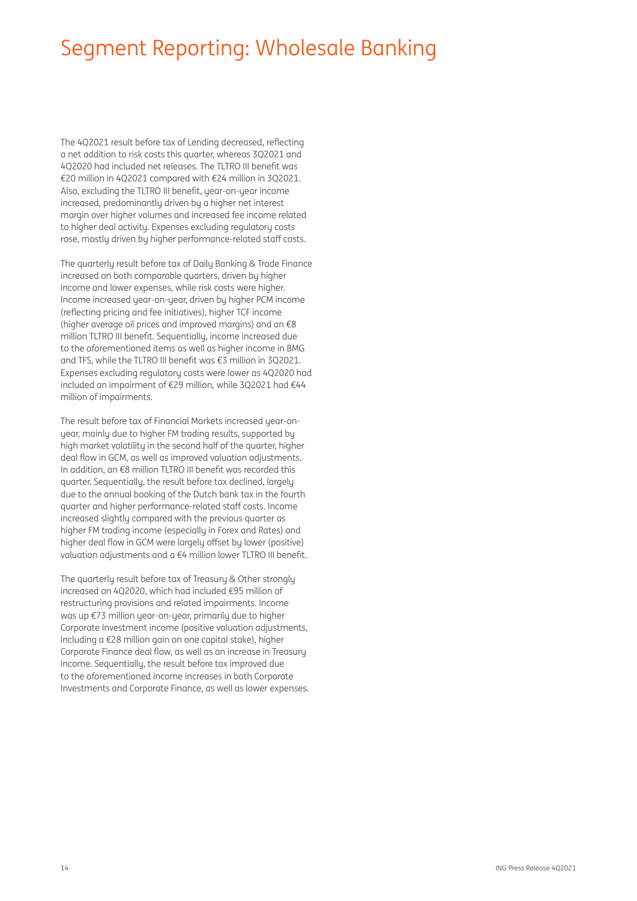# Segment Reporting: Wholesale Banking

The 4Q2021 result before tax of Lending decreased, reflecting a net addition to risk costs this quarter, whereas 3Q2021 and 4Q2020 had included net releases. The TLTRO III benefit was €20 million in 4Q2021 compared with €24 million in 3Q2021. Also, excluding the TLTRO III benefit, year-on-year income increased, predominantly driven by a higher net interest margin over higher volumes and increased fee income related to higher deal activity. Expenses excluding regulatory costs rose, mostly driven by higher performance-related staff costs.

The quarterly result before tax of Daily Banking & Trade Finance increased on both comparable quarters, driven by higher income and lower expenses, while risk costs were higher. Income increased year-on-year, driven by higher PCM income (reflecting pricing and fee initiatives), higher TCF income (higher average oil prices and improved margins) and an €8 million TLTRO III benefit. Sequentially, income increased due to the aforementioned items as well as higher income in BMG and TFS, while the TLTRO III benefit was €3 million in 3Q2021. Expenses excluding regulatory costs were lower as 4Q2020 had included an impairment of €29 million, while 3Q2021 had €44 million of impairments.

The result before tax of Financial Markets increased year-on-year, mainly due to higher FM trading results, supported by high market volatility in the second half of the quarter, higher deal flow in GCM, as well as improved valuation adjustments. In addition, an €8 million TLTRO III benefit was recorded this quarter. Sequentially, the result before tax declined, largely due to the annual booking of the Dutch bank tax in the fourth quarter and higher performance-related staff costs. Income increased slightly compared with the previous quarter as higher FM trading income (especially in Forex and Rates) and higher deal flow in GCM were largely offset by lower (positive) valuation adjustments and a €4 million lower TLTRO III benefit.

The quarterly result before tax of Treasury & Other strongly increased on 4Q2020, which had included €95 million of restructuring provisions and related impairments. Income was up €73 million year-on-year, primarily due to higher Corporate Investment income (positive valuation adjustments, including a €28 million gain on one capital stake), higher Corporate Finance deal flow, as well as an increase in Treasury income. Sequentially, the result before tax improved due to the aforementioned income increases in both Corporate Investments and Corporate Finance, as well as lower expenses.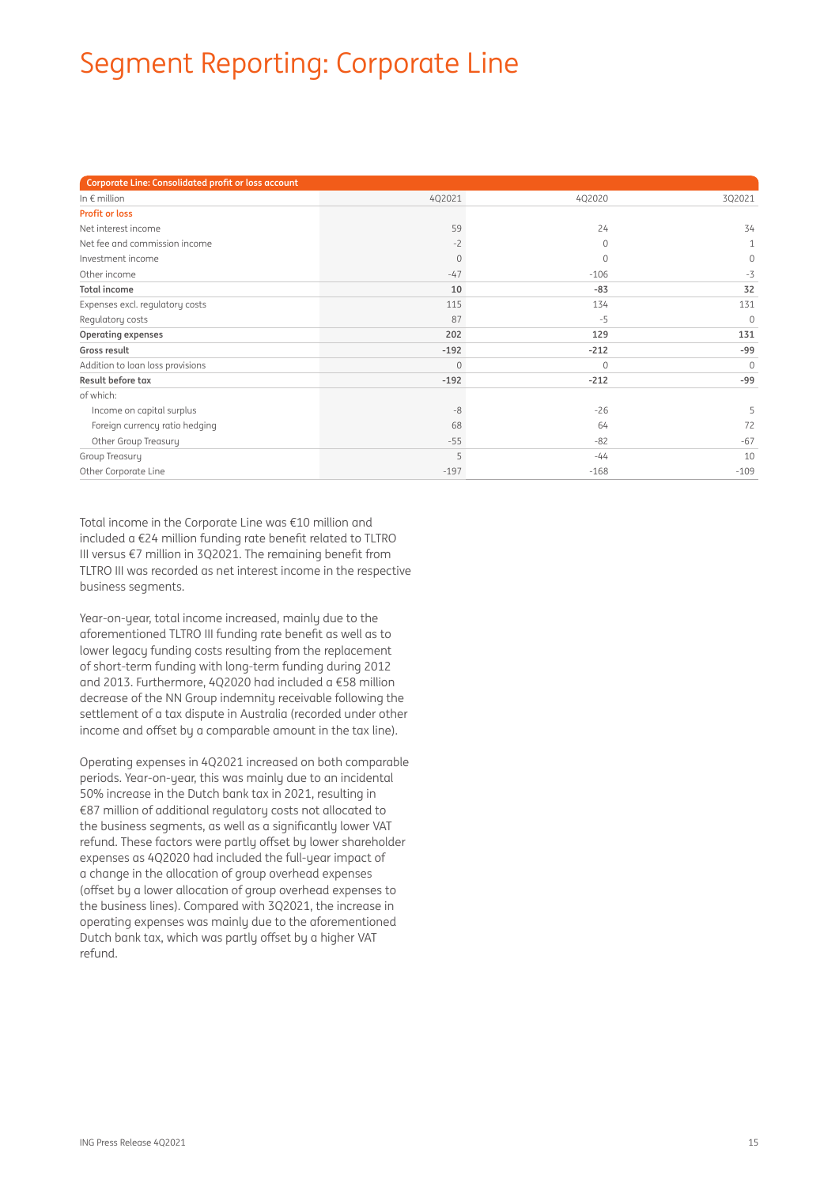# Segment Reporting: Corporate Line

| Corporate Line: Consolidated profit or loss account | | | |
|---|---|---|---|
| In € million | 4Q2021 | 4Q2020 | 3Q2021 |
| **Profit or loss** | | | |
| Net interest income | 59 | 24 | 34 |
| Net fee and commission income | -2 | 0 | 1 |
| Investment income | 0 | 0 | 0 |
| Other income | -47 | -106 | -3 |
| **Total income** | **10** | **-83** | **32** |
| Expenses excl. regulatory costs | 115 | 134 | 131 |
| Regulatory costs | 87 | -5 | 0 |
| **Operating expenses** | **202** | **129** | **131** |
| **Gross result** | **-192** | **-212** | **-99** |
| Addition to loan loss provisions | 0 | 0 | 0 |
| **Result before tax** | **-192** | **-212** | **-99** |
| of which: | | | |
| Income on capital surplus | -8 | -26 | 5 |
| Foreign currency ratio hedging | 68 | 64 | 72 |
| Other Group Treasury | -55 | -82 | -67 |
| Group Treasury | 5 | -44 | 10 |
| Other Corporate Line | -197 | -168 | -109 |

Total income in the Corporate Line was €10 million and included a €24 million funding rate benefit related to TLTRO III versus €7 million in 3Q2021. The remaining benefit from TLTRO III was recorded as net interest income in the respective business segments.

Year-on-year, total income increased, mainly due to the aforementioned TLTRO III funding rate benefit as well as to lower legacy funding costs resulting from the replacement of short-term funding with long-term funding during 2012 and 2013. Furthermore, 4Q2020 had included a €58 million decrease of the NN Group indemnity receivable following the settlement of a tax dispute in Australia (recorded under other income and offset by a comparable amount in the tax line).

Operating expenses in 4Q2021 increased on both comparable periods. Year-on-year, this was mainly due to an incidental 50% increase in the Dutch bank tax in 2021, resulting in €87 million of additional regulatory costs not allocated to the business segments, as well as a significantly lower VAT refund. These factors were partly offset by lower shareholder expenses as 4Q2020 had included the full-year impact of a change in the allocation of group overhead expenses (offset by a lower allocation of group overhead expenses to the business lines). Compared with 3Q2021, the increase in operating expenses was mainly due to the aforementioned Dutch bank tax, which was partly offset by a higher VAT refund.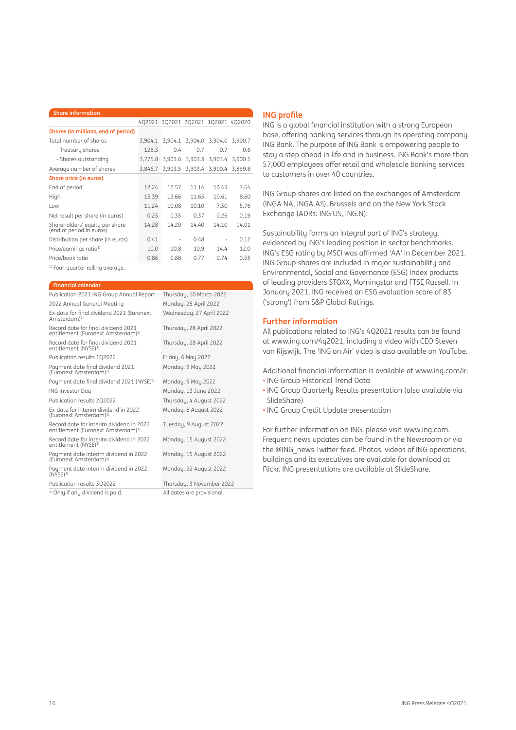## Share information

| | 4Q2021 | 3Q2021 | 2Q2021 | 1Q2021 | 4Q2020 |
|---|---|---|---|---|---|
| **Shares (in millions, end of period)** | | | | | |
| Total number of shares | 3,904.1 | 3,904.1 | 3,904.0 | 3,904.0 | 3,900.7 |
| - Treasury shares | 128.3 | 0.4 | 0.7 | 0.7 | 0.6 |
| - Shares outstanding | 3,775.8 | 3,903.6 | 3,903.3 | 3,903.4 | 3,900.1 |
| Average number of shares | 3,846.7 | 3,903.5 | 3,903.4 | 3,900.4 | 3,899.8 |
| **Share price (in euros)** | | | | | |
| End of period | 12.24 | 12.57 | 11.14 | 10.43 | 7.64 |
| High | 13.39 | 12.66 | 11.65 | 10.61 | 8.60 |
| Low | 11.24 | 10.08 | 10.10 | 7.30 | 5.76 |
| Net result per share (in euros) | 0.25 | 0.35 | 0.37 | 0.26 | 0.19 |
| Shareholders' equity per share (end of period in euros) | 14.28 | 14.20 | 14.40 | 14.10 | 14.01 |
| Distribution per share (in euros) | 0.41 | - | 0.48 | - | 0.12 |
| Price/earnings ratio[1] | 10.0 | 10.8 | 10.9 | 14.4 | 12.0 |
| Price/book ratio | 0.86 | 0.88 | 0.77 | 0.74 | 0.55 |

[1] Four-quarter rolling average.

## Financial calendar

| | |
|---|---|
| Publication 2021 ING Group Annual Report | Thursday, 10 March 2022 |
| 2022 Annual General Meeting | Monday, 25 April 2022 |
| Ex-date for final dividend 2021 (Euronext Amsterdam)[1] | Wednesday, 27 April 2022 |
| Record date for final dividend 2021 entitlement (Euronext Amsterdam)[1] | Thursday, 28 April 2022 |
| Record date for final dividend 2021 entitlement (NYSE)[1] | Thursday, 28 April 2022 |
| Publication results 1Q2022 | Friday, 6 May 2022 |
| Payment date final dividend 2021 (Euronext Amsterdam)[1] | Monday, 9 May 2022 |
| Payment date final dividend 2021 (NYSE)[1] | Monday, 9 May 2022 |
| ING Investor Day | Monday, 13 June 2022 |
| Publication results 2Q2022 | Thursday, 4 August 2022 |
| Ex-date for interim dividend in 2022 (Euronext Amsterdam)[1] | Monday, 8 August 2022 |
| Record date for interim dividend in 2022 entitlement (Euronext Amsterdam)[1] | Tuesday, 9 August 2022 |
| Record date for interim dividend in 2022 entitlement (NYSE)[1] | Monday, 15 August 2022 |
| Payment date interim dividend in 2022 (Euronext Amsterdam)[1] | Monday, 15 August 2022 |
| Payment date interim dividend in 2022 (NYSE)[1] | Monday, 22 August 2022 |
| Publication results 3Q2022 | Thursday, 3 November 2022 |

[1] Only if any dividend is paid.

All dates are provisional.

## ING profile

ING is a global financial institution with a strong European base, offering banking services through its operating company ING Bank. The purpose of ING Bank is empowering people to stay a step ahead in life and in business. ING Bank's more than 57,000 employees offer retail and wholesale banking services to customers in over 40 countries.

ING Group shares are listed on the exchanges of Amsterdam (INGA NA, INGA.AS), Brussels and on the New York Stock Exchange (ADRs: ING US, ING.N).

Sustainability forms an integral part of ING's strategy, evidenced by ING's leading position in sector benchmarks. ING's ESG rating by MSCI was affirmed 'AA' in December 2021. ING Group shares are included in major sustainability and Environmental, Social and Governance (ESG) index products of leading providers STOXX, Morningstar and FTSE Russell. In January 2021, ING received an ESG evaluation score of 83 ('strong') from S&P Global Ratings.

## Further information

All publications related to ING's 4Q2021 results can be found at www.ing.com/4q2021, including a video with CEO Steven van Rijswijk. The 'ING on Air' video is also available on YouTube.

Additional financial information is available at www.ing.com/ir:

- ING Group Historical Trend Data
- ING Group Quarterly Results presentation (also available via SlideShare)
- ING Group Credit Update presentation

For further information on ING, please visit www.ing.com. Frequent news updates can be found in the Newsroom or via the @ING_news Twitter feed. Photos, videos of ING operations, buildings and its executives are available for download at Flickr. ING presentations are available at SlideShare.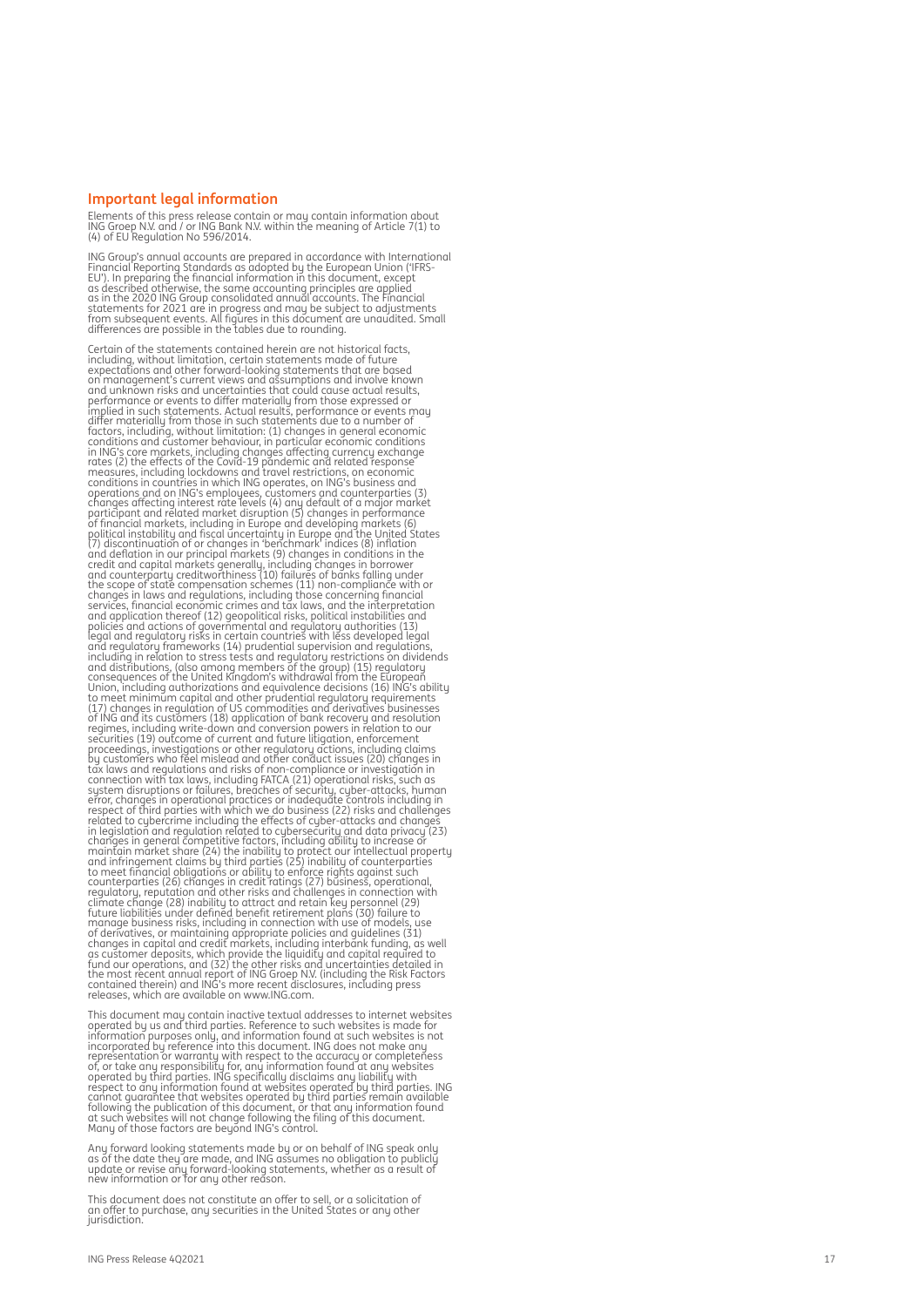## Important legal information

Elements of this press release contain or may contain information about ING Groep N.V. and / or ING Bank N.V. within the meaning of Article 7(1) to (4) of EU Regulation No 596/2014.

ING Group's annual accounts are prepared in accordance with International Financial Reporting Standards as adopted by the European Union ('IFRS-EU'). In preparing the financial information in this document, except as described otherwise, the same accounting principles are applied as in the 2020 ING Group consolidated annual accounts. The Financial statements for 2021 are in progress and may be subject to adjustments from subsequent events. All figures in this document are unaudited. Small differences are possible in the tables due to rounding.

Certain of the statements contained herein are not historical facts, including, without limitation, certain statements made of future expectations and other forward-looking statements that are based on management's current views and assumptions and involve known and unknown risks and uncertainties that could cause actual results, performance or events to differ materially from those expressed or implied in such statements. Actual results, performance or events may differ materially from those in such statements due to a number of factors, including, without limitation: (1) changes in general economic conditions and customer behaviour, in particular economic conditions in ING's core markets, including changes affecting currency exchange rates (2) the effects of the Covid-19 pandemic and related response measures, including lockdowns and travel restrictions, on economic conditions in countries in which ING operates, on ING's business and operations and on ING's employees, customers and counterparties (3) changes affecting interest rate levels (4) any default of a major market participant and related market disruption (5) changes in performance of financial markets, including in Europe and developing markets (6) political instability and fiscal uncertainty in Europe and the United States (7) discontinuation of or changes in 'benchmark' indices (8) inflation and deflation in our principal markets (9) changes in conditions in the credit and capital markets generally, including changes in borrower and counterparty creditworthiness (10) failures of banks falling under the scope of state compensation schemes (11) non-compliance with or changes in laws and regulations, including those concerning financial services, financial economic crimes and tax laws, and the interpretation and application thereof (12) geopolitical risks, political instabilities and policies and actions of governmental and regulatory authorities (13) legal and regulatory risks in certain countries with less developed legal and regulatory frameworks (14) prudential supervision and regulations, including in relation to stress tests and regulatory restrictions on dividends and distributions, (also among members of the group) (15) regulatory consequences of the United Kingdom's withdrawal from the European Union, including authorizations and equivalence decisions (16) ING's ability to meet minimum capital and other prudential regulatory requirements (17) changes in regulation of US commodities and derivatives businesses of ING and its customers (18) application of bank recovery and resolution regimes, including write-down and conversion powers in relation to our securities (19) outcome of current and future litigation, enforcement proceedings, investigations or other regulatory actions, including claims by customers who feel mislead and other conduct issues (20) changes in tax laws and regulations and risks of non-compliance or investigation in connection with tax laws, including FATCA (21) operational risks, such as system disruptions or failures, breaches of security, cyber-attacks, human error, changes in operational practices or inadequate controls including in respect of third parties with which we do business (22) risks and challenges related to cybercrime including the effects of cyber-attacks and changes in legislation and regulation related to cybersecurity and data privacy (23) changes in general competitive factors, including ability to increase or maintain market share (24) the inability to protect our intellectual property and infringement claims by third parties (25) inability of counterparties to meet financial obligations or ability to enforce rights against such counterparties (26) changes in credit ratings (27) business, operational, regulatory, reputation and other risks and challenges in connection with climate change (28) inability to attract and retain key personnel (29) future liabilities under defined benefit retirement plans (30) failure to manage business risks, including in connection with use of models, use of derivatives, or maintaining appropriate policies and guidelines (31) changes in capital and credit markets, including interbank funding, as well as customer deposits, which provide the liquidity and capital required to fund our operations, and (32) the other risks and uncertainties detailed in the most recent annual report of ING Groep N.V. (including the Risk Factors contained therein) and ING's more recent disclosures, including press releases, which are available on www.ING.com.

This document may contain inactive textual addresses to internet websites operated by us and third parties. Reference to such websites is made for information purposes only, and information found at such websites is not incorporated by reference into this document. ING does not make any representation or warranty with respect to the accuracy or completeness of, or take any responsibility for, any information found at any websites operated by third parties. ING specifically disclaims any liability with respect to any information found at websites operated by third parties. ING cannot guarantee that websites operated by third parties remain available following the publication of this document, or that any information found at such websites will not change following the filing of this document. Many of those factors are beyond ING's control.

Any forward looking statements made by or on behalf of ING speak only as of the date they are made, and ING assumes no obligation to publicly update or revise any forward-looking statements, whether as a result of new information or for any other reason.

This document does not constitute an offer to sell, or a solicitation of an offer to purchase, any securities in the United States or any other jurisdiction.